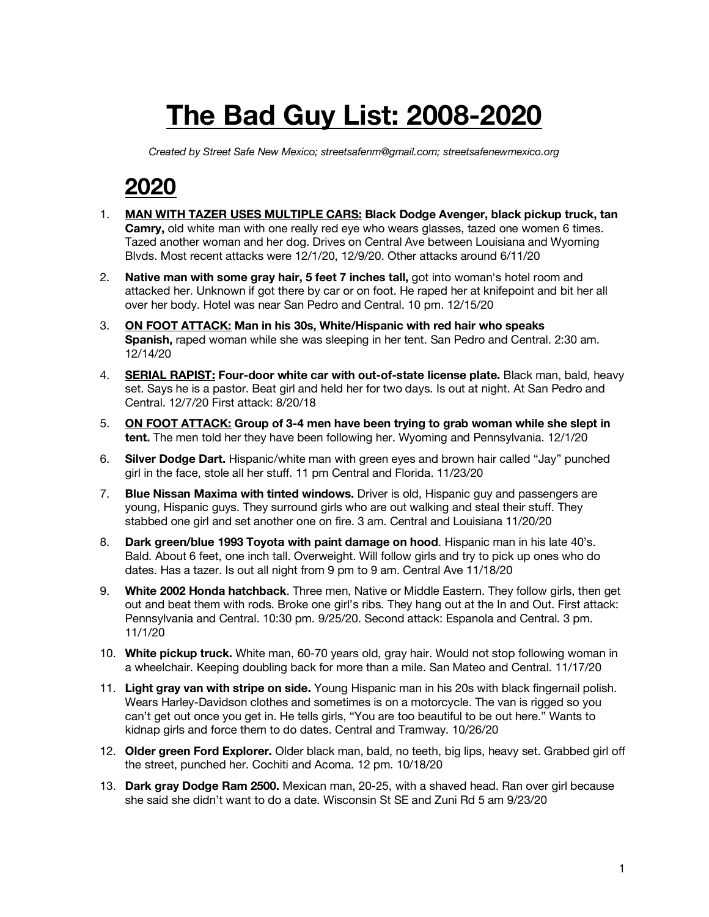# The Bad Guy List: 2008-2020

*Created by Street Safe New Mexico; streetsafenm@gmail.com; streetsafenewmexico.org*

## 2020

1. **MAN WITH TAZER USES MULTIPLE CARS: Black Dodge Avenger, black pickup truck, tan Camry,** old white man with one really red eye who wears glasses, tazed one women 6 times. Tazed another woman and her dog. Drives on Central Ave between Louisiana and Wyoming Blvds. Most recent attacks were 12/1/20, 12/9/20. Other attacks around 6/11/20
2. **Native man with some gray hair, 5 feet 7 inches tall,** got into woman's hotel room and attacked her. Unknown if got there by car or on foot. He raped her at knifepoint and bit her all over her body. Hotel was near San Pedro and Central. 10 pm. 12/15/20
3. **ON FOOT ATTACK: Man in his 30s, White/Hispanic with red hair who speaks Spanish,** raped woman while she was sleeping in her tent. San Pedro and Central. 2:30 am. 12/14/20
4. **SERIAL RAPIST: Four-door white car with out-of-state license plate.** Black man, bald, heavy set. Says he is a pastor. Beat girl and held her for two days. Is out at night. At San Pedro and Central. 12/7/20 First attack: 8/20/18
5. **ON FOOT ATTACK: Group of 3-4 men have been trying to grab woman while she slept in tent.** The men told her they have been following her. Wyoming and Pennsylvania. 12/1/20
6. **Silver Dodge Dart.** Hispanic/white man with green eyes and brown hair called "Jay" punched girl in the face, stole all her stuff. 11 pm Central and Florida. 11/23/20
7. **Blue Nissan Maxima with tinted windows.** Driver is old, Hispanic guy and passengers are young, Hispanic guys. They surround girls who are out walking and steal their stuff. They stabbed one girl and set another one on fire. 3 am. Central and Louisiana 11/20/20
8. **Dark green/blue 1993 Toyota with paint damage on hood**. Hispanic man in his late 40's. Bald. About 6 feet, one inch tall. Overweight. Will follow girls and try to pick up ones who do dates. Has a tazer. Is out all night from 9 pm to 9 am. Central Ave 11/18/20
9. **White 2002 Honda hatchback**. Three men, Native or Middle Eastern. They follow girls, then get out and beat them with rods. Broke one girl's ribs. They hang out at the In and Out. First attack: Pennsylvania and Central. 10:30 pm. 9/25/20. Second attack: Espanola and Central. 3 pm. 11/1/20
10. **White pickup truck.** White man, 60-70 years old, gray hair. Would not stop following woman in a wheelchair. Keeping doubling back for more than a mile. San Mateo and Central. 11/17/20
11. **Light gray van with stripe on side.** Young Hispanic man in his 20s with black fingernail polish. Wears Harley-Davidson clothes and sometimes is on a motorcycle. The van is rigged so you can't get out once you get in. He tells girls, "You are too beautiful to be out here." Wants to kidnap girls and force them to do dates. Central and Tramway. 10/26/20
12. **Older green Ford Explorer.** Older black man, bald, no teeth, big lips, heavy set. Grabbed girl off the street, punched her. Cochiti and Acoma. 12 pm. 10/18/20
13. **Dark gray Dodge Ram 2500.** Mexican man, 20-25, with a shaved head. Ran over girl because she said she didn't want to do a date. Wisconsin St SE and Zuni Rd 5 am 9/23/20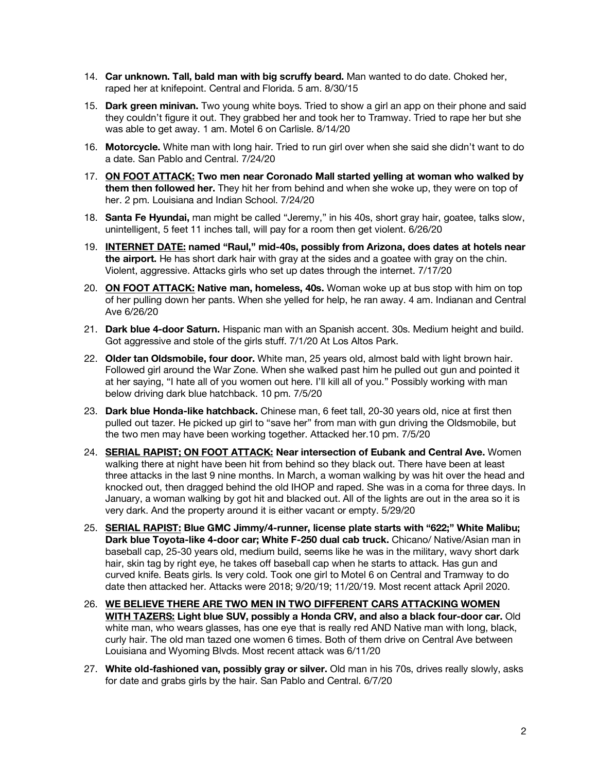14. **Car unknown. Tall, bald man with big scruffy beard.** Man wanted to do date. Choked her, raped her at knifepoint. Central and Florida. 5 am. 8/30/15

15. **Dark green minivan.** Two young white boys. Tried to show a girl an app on their phone and said they couldn't figure it out. They grabbed her and took her to Tramway. Tried to rape her but she was able to get away. 1 am. Motel 6 on Carlisle. 8/14/20

16. **Motorcycle.** White man with long hair. Tried to run girl over when she said she didn't want to do a date. San Pablo and Central. 7/24/20

17. **ON FOOT ATTACK: Two men near Coronado Mall started yelling at woman who walked by them then followed her.** They hit her from behind and when she woke up, they were on top of her. 2 pm. Louisiana and Indian School. 7/24/20

18. **Santa Fe Hyundai,** man might be called "Jeremy," in his 40s, short gray hair, goatee, talks slow, unintelligent, 5 feet 11 inches tall, will pay for a room then get violent. 6/26/20

19. **INTERNET DATE: named "Raul," mid-40s, possibly from Arizona, does dates at hotels near the airport.** He has short dark hair with gray at the sides and a goatee with gray on the chin. Violent, aggressive. Attacks girls who set up dates through the internet. 7/17/20

20. **ON FOOT ATTACK: Native man, homeless, 40s.** Woman woke up at bus stop with him on top of her pulling down her pants. When she yelled for help, he ran away. 4 am. Indianan and Central Ave 6/26/20

21. **Dark blue 4-door Saturn.** Hispanic man with an Spanish accent. 30s. Medium height and build. Got aggressive and stole of the girls stuff. 7/1/20 At Los Altos Park.

22. **Older tan Oldsmobile, four door.** White man, 25 years old, almost bald with light brown hair. Followed girl around the War Zone. When she walked past him he pulled out gun and pointed it at her saying, "I hate all of you women out here. I'll kill all of you." Possibly working with man below driving dark blue hatchback. 10 pm. 7/5/20

23. **Dark blue Honda-like hatchback.** Chinese man, 6 feet tall, 20-30 years old, nice at first then pulled out tazer. He picked up girl to "save her" from man with gun driving the Oldsmobile, but the two men may have been working together. Attacked her.10 pm. 7/5/20

24. **SERIAL RAPIST; ON FOOT ATTACK: Near intersection of Eubank and Central Ave.** Women walking there at night have been hit from behind so they black out. There have been at least three attacks in the last 9 nine months. In March, a woman walking by was hit over the head and knocked out, then dragged behind the old IHOP and raped. She was in a coma for three days. In January, a woman walking by got hit and blacked out. All of the lights are out in the area so it is very dark. And the property around it is either vacant or empty. 5/29/20

25. **SERIAL RAPIST: Blue GMC Jimmy/4-runner, license plate starts with "622;" White Malibu; Dark blue Toyota-like 4-door car; White F-250 dual cab truck.** Chicano/ Native/Asian man in baseball cap, 25-30 years old, medium build, seems like he was in the military, wavy short dark hair, skin tag by right eye, he takes off baseball cap when he starts to attack. Has gun and curved knife. Beats girls. Is very cold. Took one girl to Motel 6 on Central and Tramway to do date then attacked her. Attacks were 2018; 9/20/19; 11/20/19. Most recent attack April 2020.

26. **WE BELIEVE THERE ARE TWO MEN IN TWO DIFFERENT CARS ATTACKING WOMEN WITH TAZERS: Light blue SUV, possibly a Honda CRV, and also a black four-door car.** Old white man, who wears glasses, has one eye that is really red AND Native man with long, black, curly hair. The old man tazed one women 6 times. Both of them drive on Central Ave between Louisiana and Wyoming Blvds. Most recent attack was 6/11/20

27. **White old-fashioned van, possibly gray or silver.** Old man in his 70s, drives really slowly, asks for date and grabs girls by the hair. San Pablo and Central. 6/7/20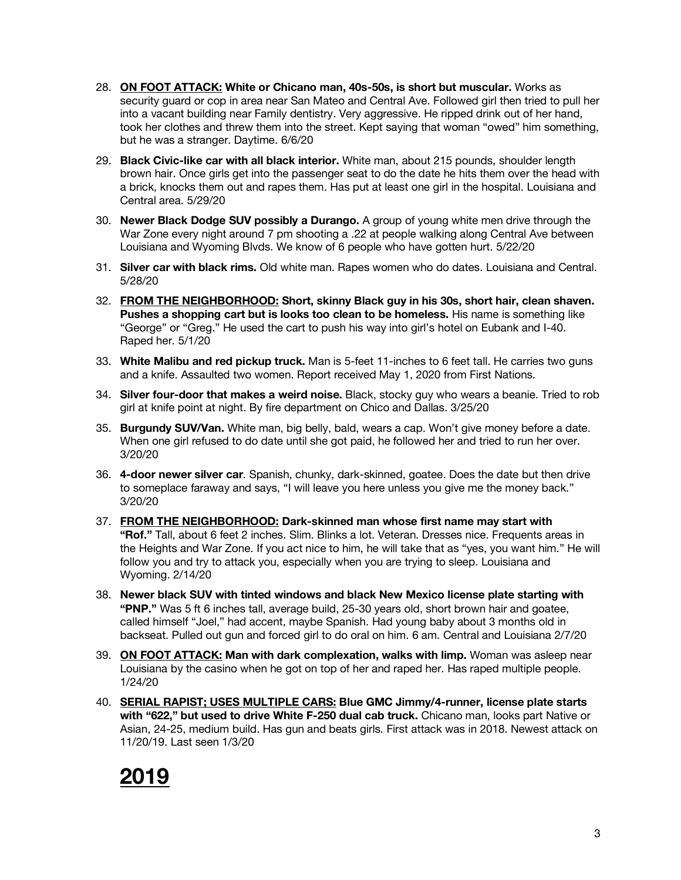28. **<u>ON FOOT ATTACK:</u> White or Chicano man, 40s-50s, is short but muscular.** Works as security guard or cop in area near San Mateo and Central Ave. Followed girl then tried to pull her into a vacant building near Family dentistry. Very aggressive. He ripped drink out of her hand, took her clothes and threw them into the street. Kept saying that woman "owed" him something, but he was a stranger. Daytime. 6/6/20

29. **Black Civic-like car with all black interior.** White man, about 215 pounds, shoulder length brown hair. Once girls get into the passenger seat to do the date he hits them over the head with a brick, knocks them out and rapes them. Has put at least one girl in the hospital. Louisiana and Central area. 5/29/20

30. **Newer Black Dodge SUV possibly a Durango.** A group of young white men drive through the War Zone every night around 7 pm shooting a .22 at people walking along Central Ave between Louisiana and Wyoming Blvds. We know of 6 people who have gotten hurt. 5/22/20

31. **Silver car with black rims.** Old white man. Rapes women who do dates. Louisiana and Central. 5/28/20

32. **<u>FROM THE NEIGHBORHOOD:</u> Short, skinny Black guy in his 30s, short hair, clean shaven. Pushes a shopping cart but is looks too clean to be homeless.** His name is something like "George" or "Greg." He used the cart to push his way into girl's hotel on Eubank and I-40. Raped her. 5/1/20

33. **White Malibu and red pickup truck.** Man is 5-feet 11-inches to 6 feet tall. He carries two guns and a knife. Assaulted two women. Report received May 1, 2020 from First Nations.

34. **Silver four-door that makes a weird noise.** Black, stocky guy who wears a beanie. Tried to rob girl at knife point at night. By fire department on Chico and Dallas. 3/25/20

35. **Burgundy SUV/Van.** White man, big belly, bald, wears a cap. Won't give money before a date. When one girl refused to do date until she got paid, he followed her and tried to run her over. 3/20/20

36. **4-door newer silver car**. Spanish, chunky, dark-skinned, goatee. Does the date but then drive to someplace faraway and says, "I will leave you here unless you give me the money back." 3/20/20

37. **<u>FROM THE NEIGHBORHOOD:</u> Dark-skinned man whose first name may start with "Rof."** Tall, about 6 feet 2 inches. Slim. Blinks a lot. Veteran. Dresses nice. Frequents areas in the Heights and War Zone. If you act nice to him, he will take that as "yes, you want him." He will follow you and try to attack you, especially when you are trying to sleep. Louisiana and Wyoming. 2/14/20

38. **Newer black SUV with tinted windows and black New Mexico license plate starting with "PNP."** Was 5 ft 6 inches tall, average build, 25-30 years old, short brown hair and goatee, called himself "Joel," had accent, maybe Spanish. Had young baby about 3 months old in backseat. Pulled out gun and forced girl to do oral on him. 6 am. Central and Louisiana 2/7/20

39. **<u>ON FOOT ATTACK:</u> Man with dark complexation, walks with limp.** Woman was asleep near Louisiana by the casino when he got on top of her and raped her. Has raped multiple people. 1/24/20

40. **<u>SERIAL RAPIST; USES MULTIPLE CARS:</u> Blue GMC Jimmy/4-runner, license plate starts with "622," but used to drive White F-250 dual cab truck.** Chicano man, looks part Native or Asian, 24-25, medium build. Has gun and beats girls. First attack was in 2018. Newest attack on 11/20/19. Last seen 1/3/20

# <u>2019</u>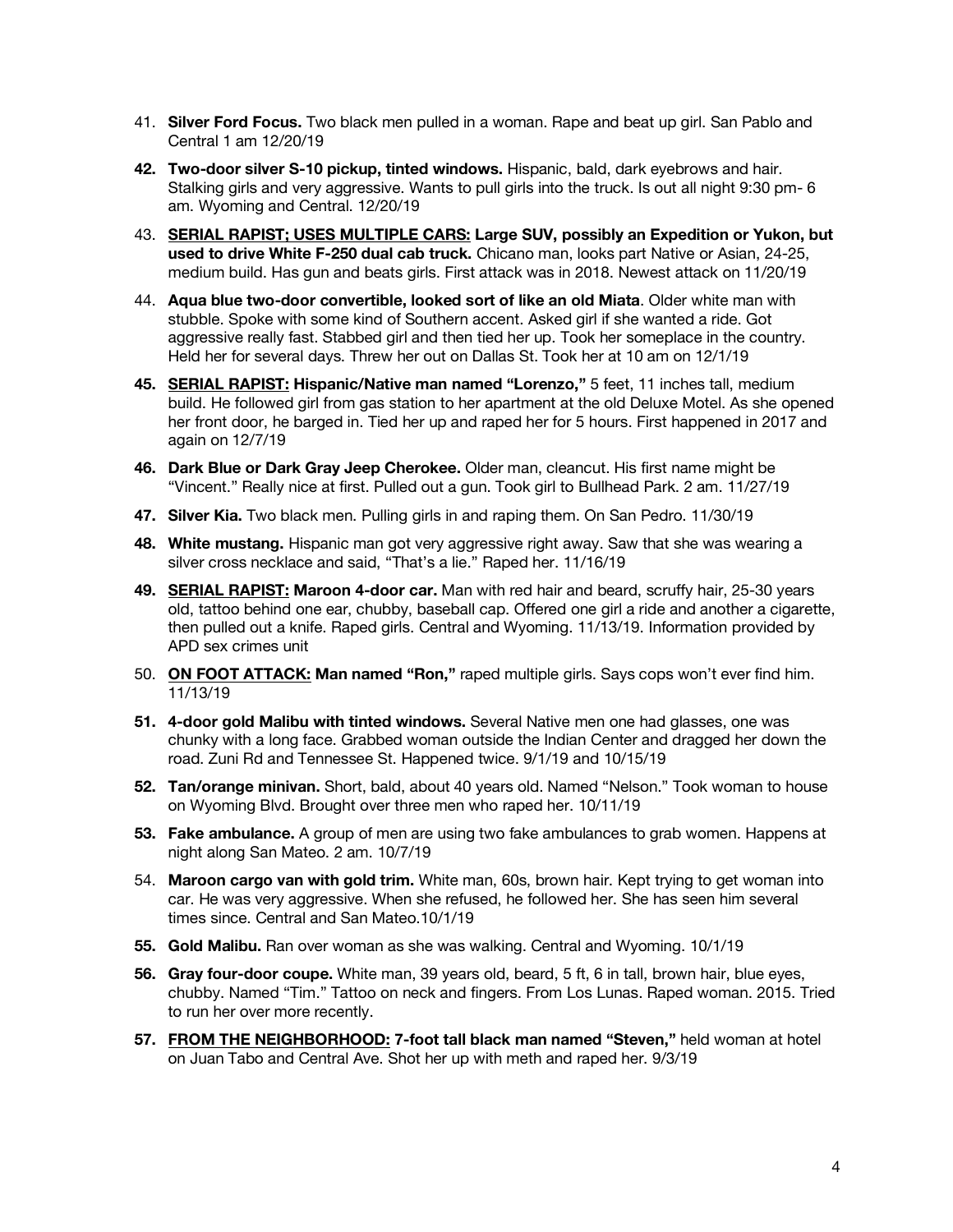41. **Silver Ford Focus.** Two black men pulled in a woman. Rape and beat up girl. San Pablo and Central 1 am 12/20/19
42. **Two-door silver S-10 pickup, tinted windows.** Hispanic, bald, dark eyebrows and hair. Stalking girls and very aggressive. Wants to pull girls into the truck. Is out all night 9:30 pm- 6 am. Wyoming and Central. 12/20/19
43. **<u>SERIAL RAPIST; USES MULTIPLE CARS:</u> Large SUV, possibly an Expedition or Yukon, but used to drive White F-250 dual cab truck.** Chicano man, looks part Native or Asian, 24-25, medium build. Has gun and beats girls. First attack was in 2018. Newest attack on 11/20/19
44. **Aqua blue two-door convertible, looked sort of like an old Miata**. Older white man with stubble. Spoke with some kind of Southern accent. Asked girl if she wanted a ride. Got aggressive really fast. Stabbed girl and then tied her up. Took her someplace in the country. Held her for several days. Threw her out on Dallas St. Took her at 10 am on 12/1/19
45. **<u>SERIAL RAPIST:</u> Hispanic/Native man named "Lorenzo,"** 5 feet, 11 inches tall, medium build. He followed girl from gas station to her apartment at the old Deluxe Motel. As she opened her front door, he barged in. Tied her up and raped her for 5 hours. First happened in 2017 and again on 12/7/19
46. **Dark Blue or Dark Gray Jeep Cherokee.** Older man, cleancut. His first name might be "Vincent." Really nice at first. Pulled out a gun. Took girl to Bullhead Park. 2 am. 11/27/19
47. **Silver Kia.** Two black men. Pulling girls in and raping them. On San Pedro. 11/30/19
48. **White mustang.** Hispanic man got very aggressive right away. Saw that she was wearing a silver cross necklace and said, "That's a lie." Raped her. 11/16/19
49. **<u>SERIAL RAPIST:</u> Maroon 4-door car.** Man with red hair and beard, scruffy hair, 25-30 years old, tattoo behind one ear, chubby, baseball cap. Offered one girl a ride and another a cigarette, then pulled out a knife. Raped girls. Central and Wyoming. 11/13/19. Information provided by APD sex crimes unit
50. **<u>ON FOOT ATTACK:</u> Man named "Ron,"** raped multiple girls. Says cops won't ever find him. 11/13/19
51. **4-door gold Malibu with tinted windows.** Several Native men one had glasses, one was chunky with a long face. Grabbed woman outside the Indian Center and dragged her down the road. Zuni Rd and Tennessee St. Happened twice. 9/1/19 and 10/15/19
52. **Tan/orange minivan.** Short, bald, about 40 years old. Named "Nelson." Took woman to house on Wyoming Blvd. Brought over three men who raped her. 10/11/19
53. **Fake ambulance.** A group of men are using two fake ambulances to grab women. Happens at night along San Mateo. 2 am. 10/7/19
54. **Maroon cargo van with gold trim.** White man, 60s, brown hair. Kept trying to get woman into car. He was very aggressive. When she refused, he followed her. She has seen him several times since. Central and San Mateo.10/1/19
55. **Gold Malibu.** Ran over woman as she was walking. Central and Wyoming. 10/1/19
56. **Gray four-door coupe.** White man, 39 years old, beard, 5 ft, 6 in tall, brown hair, blue eyes, chubby. Named "Tim." Tattoo on neck and fingers. From Los Lunas. Raped woman. 2015. Tried to run her over more recently.
57. **<u>FROM THE NEIGHBORHOOD:</u> 7-foot tall black man named "Steven,"** held woman at hotel on Juan Tabo and Central Ave. Shot her up with meth and raped her. 9/3/19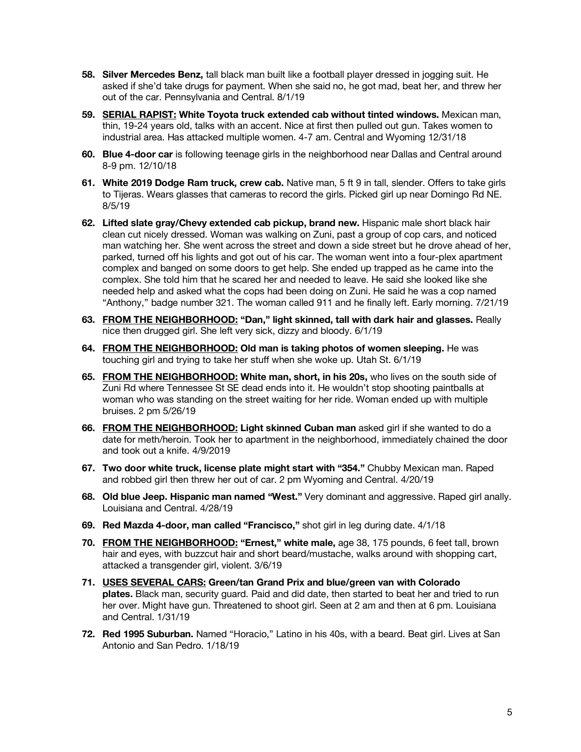58. **Silver Mercedes Benz,** tall black man built like a football player dressed in jogging suit. He asked if she'd take drugs for payment. When she said no, he got mad, beat her, and threw her out of the car. Pennsylvania and Central. 8/1/19

59. **<u>SERIAL RAPIST:</u> White Toyota truck extended cab without tinted windows.** Mexican man, thin, 19-24 years old, talks with an accent. Nice at first then pulled out gun. Takes women to industrial area. Has attacked multiple women. 4-7 am. Central and Wyoming 12/31/18

60. **Blue 4-door car** is following teenage girls in the neighborhood near Dallas and Central around 8-9 pm. 12/10/18

61. **White 2019 Dodge Ram truck, crew cab.** Native man, 5 ft 9 in tall, slender. Offers to take girls to Tijeras. Wears glasses that cameras to record the girls. Picked girl up near Domingo Rd NE. 8/5/19

62. **Lifted slate gray/Chevy extended cab pickup, brand new.** Hispanic male short black hair clean cut nicely dressed. Woman was walking on Zuni, past a group of cop cars, and noticed man watching her. She went across the street and down a side street but he drove ahead of her, parked, turned off his lights and got out of his car. The woman went into a four-plex apartment complex and banged on some doors to get help. She ended up trapped as he came into the complex. She told him that he scared her and needed to leave. He said she looked like she needed help and asked what the cops had been doing on Zuni. He said he was a cop named "Anthony," badge number 321. The woman called 911 and he finally left. Early morning. 7/21/19

63. **<u>FROM THE NEIGHBORHOOD:</u> "Dan," light skinned, tall with dark hair and glasses.** Really nice then drugged girl. She left very sick, dizzy and bloody. 6/1/19

64. **<u>FROM THE NEIGHBORHOOD:</u> Old man is taking photos of women sleeping.** He was touching girl and trying to take her stuff when she woke up. Utah St. 6/1/19

65. **<u>FROM THE NEIGHBORHOOD:</u> White man, short, in his 20s,** who lives on the south side of Zuni Rd where Tennessee St SE dead ends into it. He wouldn't stop shooting paintballs at woman who was standing on the street waiting for her ride. Woman ended up with multiple bruises. 2 pm 5/26/19

66. **<u>FROM THE NEIGHBORHOOD:</u> Light skinned Cuban man** asked girl if she wanted to do a date for meth/heroin. Took her to apartment in the neighborhood, immediately chained the door and took out a knife. 4/9/2019

67. **Two door white truck, license plate might start with "354."** Chubby Mexican man. Raped and robbed girl then threw her out of car. 2 pm Wyoming and Central. 4/20/19

68. **Old blue Jeep. Hispanic man named "West."** Very dominant and aggressive. Raped girl anally. Louisiana and Central. 4/28/19

69. **Red Mazda 4-door, man called "Francisco,"** shot girl in leg during date. 4/1/18

70. **<u>FROM THE NEIGHBORHOOD:</u> "Ernest," white male,** age 38, 175 pounds, 6 feet tall, brown hair and eyes, with buzzcut hair and short beard/mustache, walks around with shopping cart, attacked a transgender girl, violent. 3/6/19

71. **<u>USES SEVERAL CARS:</u> Green/tan Grand Prix and blue/green van with Colorado plates.** Black man, security guard. Paid and did date, then started to beat her and tried to run her over. Might have gun. Threatened to shoot girl. Seen at 2 am and then at 6 pm. Louisiana and Central. 1/31/19

72. **Red 1995 Suburban.** Named "Horacio," Latino in his 40s, with a beard. Beat girl. Lives at San Antonio and San Pedro. 1/18/19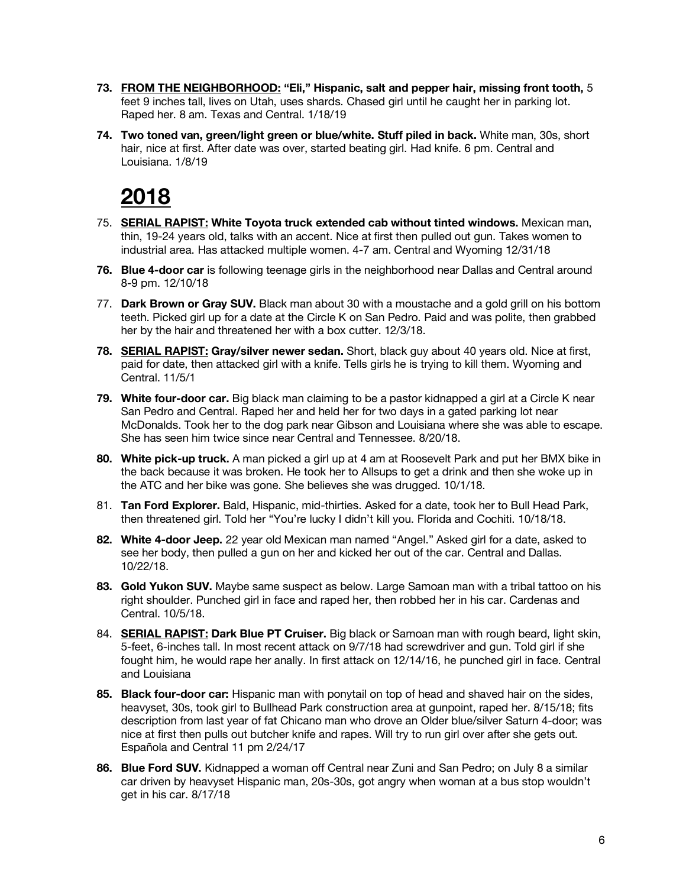73. **FROM THE NEIGHBORHOOD: "Eli," Hispanic, salt and pepper hair, missing front tooth,** 5 feet 9 inches tall, lives on Utah, uses shards. Chased girl until he caught her in parking lot. Raped her. 8 am. Texas and Central. 1/18/19

74. **Two toned van, green/light green or blue/white. Stuff piled in back.** White man, 30s, short hair, nice at first. After date was over, started beating girl. Had knife. 6 pm. Central and Louisiana. 1/8/19

# 2018

75. **SERIAL RAPIST: White Toyota truck extended cab without tinted windows.** Mexican man, thin, 19-24 years old, talks with an accent. Nice at first then pulled out gun. Takes women to industrial area. Has attacked multiple women. 4-7 am. Central and Wyoming 12/31/18

76. **Blue 4-door car** is following teenage girls in the neighborhood near Dallas and Central around 8-9 pm. 12/10/18

77. **Dark Brown or Gray SUV.** Black man about 30 with a moustache and a gold grill on his bottom teeth. Picked girl up for a date at the Circle K on San Pedro. Paid and was polite, then grabbed her by the hair and threatened her with a box cutter. 12/3/18.

78. **SERIAL RAPIST: Gray/silver newer sedan.** Short, black guy about 40 years old. Nice at first, paid for date, then attacked girl with a knife. Tells girls he is trying to kill them. Wyoming and Central. 11/5/1

79. **White four-door car.** Big black man claiming to be a pastor kidnapped a girl at a Circle K near San Pedro and Central. Raped her and held her for two days in a gated parking lot near McDonalds. Took her to the dog park near Gibson and Louisiana where she was able to escape. She has seen him twice since near Central and Tennessee. 8/20/18.

80. **White pick-up truck.** A man picked a girl up at 4 am at Roosevelt Park and put her BMX bike in the back because it was broken. He took her to Allsups to get a drink and then she woke up in the ATC and her bike was gone. She believes she was drugged. 10/1/18.

81. **Tan Ford Explorer.** Bald, Hispanic, mid-thirties. Asked for a date, took her to Bull Head Park, then threatened girl. Told her "You're lucky I didn't kill you. Florida and Cochiti. 10/18/18.

82. **White 4-door Jeep.** 22 year old Mexican man named "Angel." Asked girl for a date, asked to see her body, then pulled a gun on her and kicked her out of the car. Central and Dallas. 10/22/18.

83. **Gold Yukon SUV.** Maybe same suspect as below. Large Samoan man with a tribal tattoo on his right shoulder. Punched girl in face and raped her, then robbed her in his car. Cardenas and Central. 10/5/18.

84. **SERIAL RAPIST: Dark Blue PT Cruiser.** Big black or Samoan man with rough beard, light skin, 5-feet, 6-inches tall. In most recent attack on 9/7/18 had screwdriver and gun. Told girl if she fought him, he would rape her anally. In first attack on 12/14/16, he punched girl in face. Central and Louisiana

85. **Black four-door car:** Hispanic man with ponytail on top of head and shaved hair on the sides, heavyset, 30s, took girl to Bullhead Park construction area at gunpoint, raped her. 8/15/18; fits description from last year of fat Chicano man who drove an Older blue/silver Saturn 4-door; was nice at first then pulls out butcher knife and rapes. Will try to run girl over after she gets out. Española and Central 11 pm 2/24/17

86. **Blue Ford SUV.** Kidnapped a woman off Central near Zuni and San Pedro; on July 8 a similar car driven by heavyset Hispanic man, 20s-30s, got angry when woman at a bus stop wouldn't get in his car. 8/17/18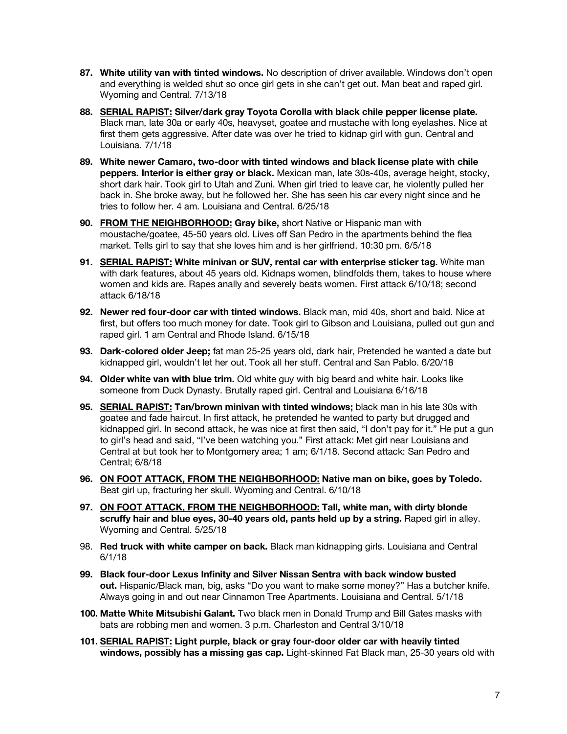87. **White utility van with tinted windows.** No description of driver available. Windows don't open and everything is welded shut so once girl gets in she can't get out. Man beat and raped girl. Wyoming and Central. 7/13/18

88. **SERIAL RAPIST: Silver/dark gray Toyota Corolla with black chile pepper license plate.** Black man, late 30a or early 40s, heavyset, goatee and mustache with long eyelashes. Nice at first them gets aggressive. After date was over he tried to kidnap girl with gun. Central and Louisiana. 7/1/18

89. **White newer Camaro, two-door with tinted windows and black license plate with chile peppers. Interior is either gray or black.** Mexican man, late 30s-40s, average height, stocky, short dark hair. Took girl to Utah and Zuni. When girl tried to leave car, he violently pulled her back in. She broke away, but he followed her. She has seen his car every night since and he tries to follow her. 4 am. Louisiana and Central. 6/25/18

90. **FROM THE NEIGHBORHOOD: Gray bike,** short Native or Hispanic man with moustache/goatee, 45-50 years old. Lives off San Pedro in the apartments behind the flea market. Tells girl to say that she loves him and is her girlfriend. 10:30 pm. 6/5/18

91. **SERIAL RAPIST: White minivan or SUV, rental car with enterprise sticker tag.** White man with dark features, about 45 years old. Kidnaps women, blindfolds them, takes to house where women and kids are. Rapes anally and severely beats women. First attack 6/10/18; second attack 6/18/18

92. **Newer red four-door car with tinted windows.** Black man, mid 40s, short and bald. Nice at first, but offers too much money for date. Took girl to Gibson and Louisiana, pulled out gun and raped girl. 1 am Central and Rhode Island. 6/15/18

93. **Dark-colored older Jeep;** fat man 25-25 years old, dark hair, Pretended he wanted a date but kidnapped girl, wouldn't let her out. Took all her stuff. Central and San Pablo. 6/20/18

94. **Older white van with blue trim.** Old white guy with big beard and white hair. Looks like someone from Duck Dynasty. Brutally raped girl. Central and Louisiana 6/16/18

95. **SERIAL RAPIST: Tan/brown minivan with tinted windows;** black man in his late 30s with goatee and fade haircut. In first attack, he pretended he wanted to party but drugged and kidnapped girl. In second attack, he was nice at first then said, "I don't pay for it." He put a gun to girl's head and said, "I've been watching you." First attack: Met girl near Louisiana and Central at but took her to Montgomery area; 1 am; 6/1/18. Second attack: San Pedro and Central; 6/8/18

96. **ON FOOT ATTACK, FROM THE NEIGHBORHOOD: Native man on bike, goes by Toledo.** Beat girl up, fracturing her skull. Wyoming and Central. 6/10/18

97. **ON FOOT ATTACK, FROM THE NEIGHBORHOOD: Tall, white man, with dirty blonde scruffy hair and blue eyes, 30-40 years old, pants held up by a string.** Raped girl in alley. Wyoming and Central. 5/25/18

98. **Red truck with white camper on back.** Black man kidnapping girls. Louisiana and Central 6/1/18

99. **Black four-door Lexus Infinity and Silver Nissan Sentra with back window busted out.** Hispanic/Black man, big, asks "Do you want to make some money?" Has a butcher knife. Always going in and out near Cinnamon Tree Apartments. Louisiana and Central. 5/1/18

100. **Matte White Mitsubishi Galant.** Two black men in Donald Trump and Bill Gates masks with bats are robbing men and women. 3 p.m. Charleston and Central 3/10/18

101. **SERIAL RAPIST: Light purple, black or gray four-door older car with heavily tinted windows, possibly has a missing gas cap.** Light-skinned Fat Black man, 25-30 years old with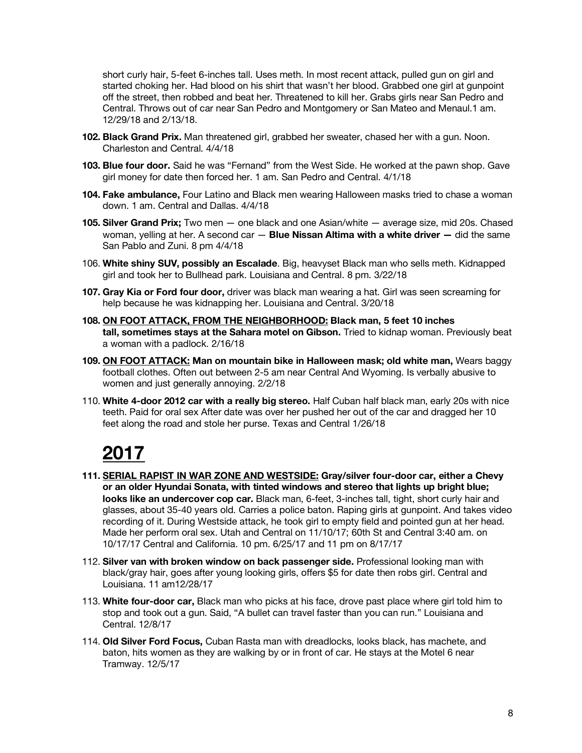short curly hair, 5-feet 6-inches tall. Uses meth. In most recent attack, pulled gun on girl and started choking her. Had blood on his shirt that wasn't her blood. Grabbed one girl at gunpoint off the street, then robbed and beat her. Threatened to kill her. Grabs girls near San Pedro and Central. Throws out of car near San Pedro and Montgomery or San Mateo and Menaul.1 am. 12/29/18 and 2/13/18.

**102. Black Grand Prix.** Man threatened girl, grabbed her sweater, chased her with a gun. Noon. Charleston and Central. 4/4/18

**103. Blue four door.** Said he was "Fernand" from the West Side. He worked at the pawn shop. Gave girl money for date then forced her. 1 am. San Pedro and Central. 4/1/18

**104. Fake ambulance,** Four Latino and Black men wearing Halloween masks tried to chase a woman down. 1 am. Central and Dallas. 4/4/18

**105. Silver Grand Prix;** Two men — one black and one Asian/white — average size, mid 20s. Chased woman, yelling at her. A second car — **Blue Nissan Altima with a white driver —** did the same San Pablo and Zuni. 8 pm 4/4/18

106. **White shiny SUV, possibly an Escalade**. Big, heavyset Black man who sells meth. Kidnapped girl and took her to Bullhead park. Louisiana and Central. 8 pm. 3/22/18

**107. Gray Kia or Ford four door,** driver was black man wearing a hat. Girl was seen screaming for help because he was kidnapping her. Louisiana and Central. 3/20/18

**108. <u>ON FOOT ATTACK, FROM THE NEIGHBORHOOD:</u> Black man, 5 feet 10 inches tall, sometimes stays at the Sahara motel on Gibson.** Tried to kidnap woman. Previously beat a woman with a padlock. 2/16/18

**109. <u>ON FOOT ATTACK:</u> Man on mountain bike in Halloween mask; old white man,** Wears baggy football clothes. Often out between 2-5 am near Central And Wyoming. Is verbally abusive to women and just generally annoying. 2/2/18

110. **White 4-door 2012 car with a really big stereo.** Half Cuban half black man, early 20s with nice teeth. Paid for oral sex After date was over her pushed her out of the car and dragged her 10 feet along the road and stole her purse. Texas and Central 1/26/18

# <u>2017</u>

**111. <u>SERIAL RAPIST IN WAR ZONE AND WESTSIDE:</u> Gray/silver four-door car, either a Chevy or an older Hyundai Sonata, with tinted windows and stereo that lights up bright blue; looks like an undercover cop car.** Black man, 6-feet, 3-inches tall, tight, short curly hair and glasses, about 35-40 years old. Carries a police baton. Raping girls at gunpoint. And takes video recording of it. During Westside attack, he took girl to empty field and pointed gun at her head. Made her perform oral sex. Utah and Central on 11/10/17; 60th St and Central 3:40 am. on 10/17/17 Central and California. 10 pm. 6/25/17 and 11 pm on 8/17/17

112. **Silver van with broken window on back passenger side.** Professional looking man with black/gray hair, goes after young looking girls, offers $5 for date then robs girl. Central and Louisiana. 11 am12/28/17

113. **White four-door car,** Black man who picks at his face, drove past place where girl told him to stop and took out a gun. Said, "A bullet can travel faster than you can run." Louisiana and Central. 12/8/17

114. **Old Silver Ford Focus,** Cuban Rasta man with dreadlocks, looks black, has machete, and baton, hits women as they are walking by or in front of car. He stays at the Motel 6 near Tramway. 12/5/17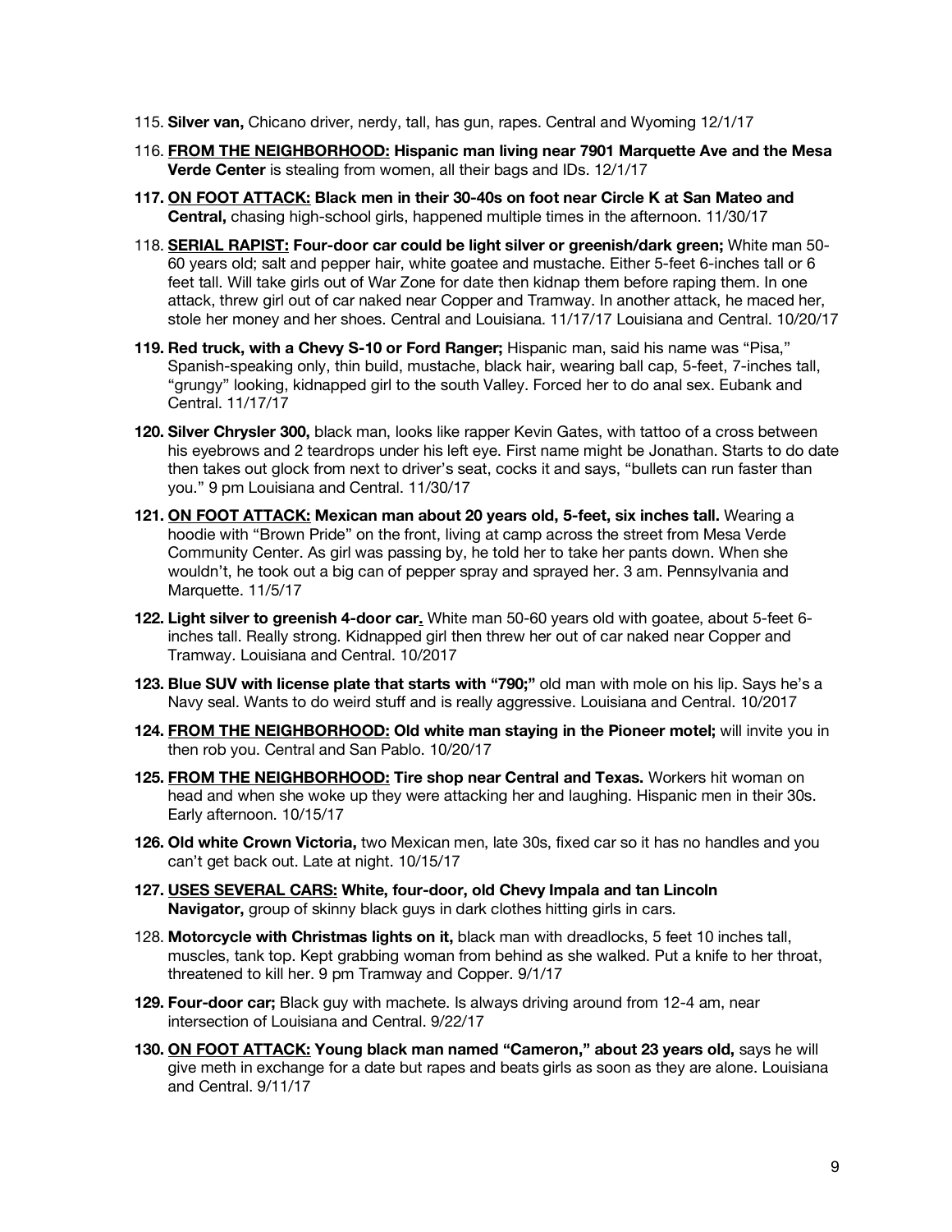115. **Silver van,** Chicano driver, nerdy, tall, has gun, rapes. Central and Wyoming 12/1/17

116. **FROM THE NEIGHBORHOOD: Hispanic man living near 7901 Marquette Ave and the Mesa Verde Center** is stealing from women, all their bags and IDs. 12/1/17

117. **ON FOOT ATTACK: Black men in their 30-40s on foot near Circle K at San Mateo and Central,** chasing high-school girls, happened multiple times in the afternoon. 11/30/17

118. **SERIAL RAPIST: Four-door car could be light silver or greenish/dark green;** White man 50-60 years old; salt and pepper hair, white goatee and mustache. Either 5-feet 6-inches tall or 6 feet tall. Will take girls out of War Zone for date then kidnap them before raping them. In one attack, threw girl out of car naked near Copper and Tramway. In another attack, he maced her, stole her money and her shoes. Central and Louisiana. 11/17/17 Louisiana and Central. 10/20/17

119. **Red truck, with a Chevy S-10 or Ford Ranger;** Hispanic man, said his name was "Pisa," Spanish-speaking only, thin build, mustache, black hair, wearing ball cap, 5-feet, 7-inches tall, "grungy" looking, kidnapped girl to the south Valley. Forced her to do anal sex. Eubank and Central. 11/17/17

120. **Silver Chrysler 300,** black man, looks like rapper Kevin Gates, with tattoo of a cross between his eyebrows and 2 teardrops under his left eye. First name might be Jonathan. Starts to do date then takes out glock from next to driver's seat, cocks it and says, "bullets can run faster than you." 9 pm Louisiana and Central. 11/30/17

121. **ON FOOT ATTACK: Mexican man about 20 years old, 5-feet, six inches tall.** Wearing a hoodie with "Brown Pride" on the front, living at camp across the street from Mesa Verde Community Center. As girl was passing by, he told her to take her pants down. When she wouldn't, he took out a big can of pepper spray and sprayed her. 3 am. Pennsylvania and Marquette. 11/5/17

122. **Light silver to greenish 4-door car.** White man 50-60 years old with goatee, about 5-feet 6-inches tall. Really strong. Kidnapped girl then threw her out of car naked near Copper and Tramway. Louisiana and Central. 10/2017

123. **Blue SUV with license plate that starts with "790;"** old man with mole on his lip. Says he's a Navy seal. Wants to do weird stuff and is really aggressive. Louisiana and Central. 10/2017

124. **FROM THE NEIGHBORHOOD: Old white man staying in the Pioneer motel;** will invite you in then rob you. Central and San Pablo. 10/20/17

125. **FROM THE NEIGHBORHOOD: Tire shop near Central and Texas.** Workers hit woman on head and when she woke up they were attacking her and laughing. Hispanic men in their 30s. Early afternoon. 10/15/17

126. **Old white Crown Victoria,** two Mexican men, late 30s, fixed car so it has no handles and you can't get back out. Late at night. 10/15/17

127. **USES SEVERAL CARS: White, four-door, old Chevy Impala and tan Lincoln Navigator,** group of skinny black guys in dark clothes hitting girls in cars.

128. **Motorcycle with Christmas lights on it,** black man with dreadlocks, 5 feet 10 inches tall, muscles, tank top. Kept grabbing woman from behind as she walked. Put a knife to her throat, threatened to kill her. 9 pm Tramway and Copper. 9/1/17

129. **Four-door car;** Black guy with machete. Is always driving around from 12-4 am, near intersection of Louisiana and Central. 9/22/17

130. **ON FOOT ATTACK: Young black man named "Cameron," about 23 years old,** says he will give meth in exchange for a date but rapes and beats girls as soon as they are alone. Louisiana and Central. 9/11/17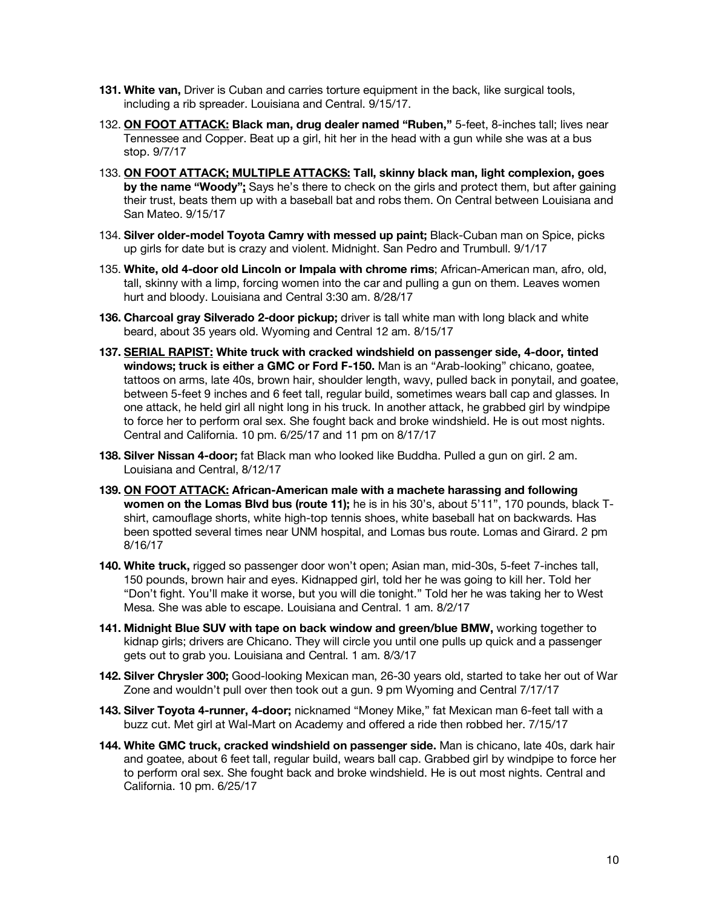**131. White van,** Driver is Cuban and carries torture equipment in the back, like surgical tools, including a rib spreader. Louisiana and Central. 9/15/17.

132. **ON FOOT ATTACK: Black man, drug dealer named "Ruben,"** 5-feet, 8-inches tall; lives near Tennessee and Copper. Beat up a girl, hit her in the head with a gun while she was at a bus stop. 9/7/17

133. **ON FOOT ATTACK; MULTIPLE ATTACKS: Tall, skinny black man, light complexion, goes by the name "Woody";** Says he's there to check on the girls and protect them, but after gaining their trust, beats them up with a baseball bat and robs them. On Central between Louisiana and San Mateo. 9/15/17

134. **Silver older-model Toyota Camry with messed up paint;** Black-Cuban man on Spice, picks up girls for date but is crazy and violent. Midnight. San Pedro and Trumbull. 9/1/17

135. **White, old 4-door old Lincoln or Impala with chrome rims**; African-American man, afro, old, tall, skinny with a limp, forcing women into the car and pulling a gun on them. Leaves women hurt and bloody. Louisiana and Central 3:30 am. 8/28/17

**136. Charcoal gray Silverado 2-door pickup;** driver is tall white man with long black and white beard, about 35 years old. Wyoming and Central 12 am. 8/15/17

**137. SERIAL RAPIST: White truck with cracked windshield on passenger side, 4-door, tinted windows; truck is either a GMC or Ford F-150.** Man is an "Arab-looking" chicano, goatee, tattoos on arms, late 40s, brown hair, shoulder length, wavy, pulled back in ponytail, and goatee, between 5-feet 9 inches and 6 feet tall, regular build, sometimes wears ball cap and glasses. In one attack, he held girl all night long in his truck. In another attack, he grabbed girl by windpipe to force her to perform oral sex. She fought back and broke windshield. He is out most nights. Central and California. 10 pm. 6/25/17 and 11 pm on 8/17/17

**138. Silver Nissan 4-door;** fat Black man who looked like Buddha. Pulled a gun on girl. 2 am. Louisiana and Central, 8/12/17

**139. ON FOOT ATTACK: African-American male with a machete harassing and following women on the Lomas Blvd bus (route 11);** he is in his 30's, about 5'11", 170 pounds, black T-shirt, camouflage shorts, white high-top tennis shoes, white baseball hat on backwards. Has been spotted several times near UNM hospital, and Lomas bus route. Lomas and Girard. 2 pm 8/16/17

**140. White truck,** rigged so passenger door won't open; Asian man, mid-30s, 5-feet 7-inches tall, 150 pounds, brown hair and eyes. Kidnapped girl, told her he was going to kill her. Told her "Don't fight. You'll make it worse, but you will die tonight." Told her he was taking her to West Mesa. She was able to escape. Louisiana and Central. 1 am. 8/2/17

**141. Midnight Blue SUV with tape on back window and green/blue BMW,** working together to kidnap girls; drivers are Chicano. They will circle you until one pulls up quick and a passenger gets out to grab you. Louisiana and Central. 1 am. 8/3/17

**142. Silver Chrysler 300;** Good-looking Mexican man, 26-30 years old, started to take her out of War Zone and wouldn't pull over then took out a gun. 9 pm Wyoming and Central 7/17/17

**143. Silver Toyota 4-runner, 4-door;** nicknamed "Money Mike," fat Mexican man 6-feet tall with a buzz cut. Met girl at Wal-Mart on Academy and offered a ride then robbed her. 7/15/17

**144. White GMC truck, cracked windshield on passenger side.** Man is chicano, late 40s, dark hair and goatee, about 6 feet tall, regular build, wears ball cap. Grabbed girl by windpipe to force her to perform oral sex. She fought back and broke windshield. He is out most nights. Central and California. 10 pm. 6/25/17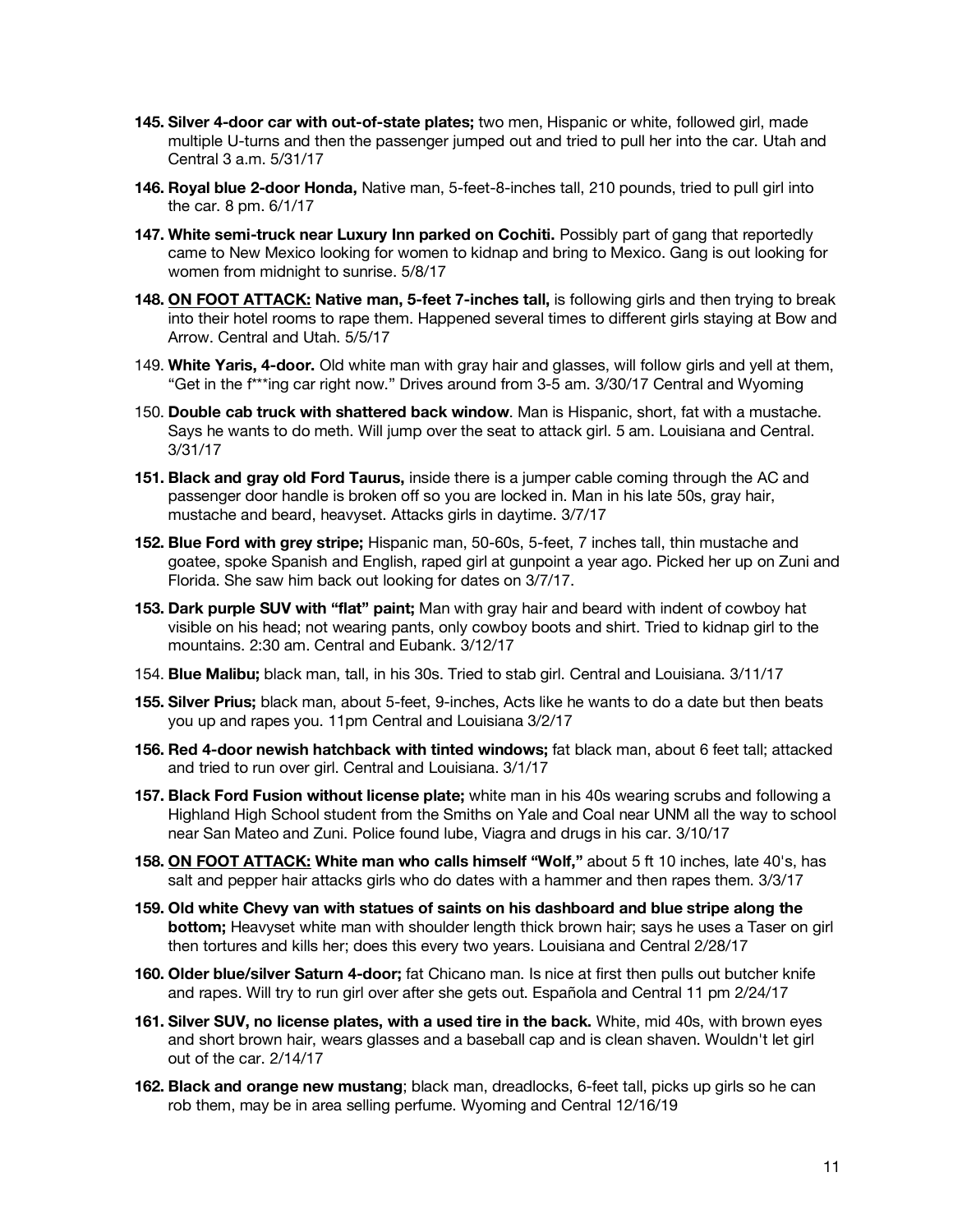145. **Silver 4-door car with out-of-state plates;** two men, Hispanic or white, followed girl, made multiple U-turns and then the passenger jumped out and tried to pull her into the car. Utah and Central 3 a.m. 5/31/17

146. **Royal blue 2-door Honda,** Native man, 5-feet-8-inches tall, 210 pounds, tried to pull girl into the car. 8 pm. 6/1/17

147. **White semi-truck near Luxury Inn parked on Cochiti.** Possibly part of gang that reportedly came to New Mexico looking for women to kidnap and bring to Mexico. Gang is out looking for women from midnight to sunrise. 5/8/17

148. **<u>ON FOOT ATTACK:</u> Native man, 5-feet 7-inches tall,** is following girls and then trying to break into their hotel rooms to rape them. Happened several times to different girls staying at Bow and Arrow. Central and Utah. 5/5/17

149. **White Yaris, 4-door.** Old white man with gray hair and glasses, will follow girls and yell at them, "Get in the f***ing car right now." Drives around from 3-5 am. 3/30/17 Central and Wyoming

150. **Double cab truck with shattered back window**. Man is Hispanic, short, fat with a mustache. Says he wants to do meth. Will jump over the seat to attack girl. 5 am. Louisiana and Central. 3/31/17

151. **Black and gray old Ford Taurus,** inside there is a jumper cable coming through the AC and passenger door handle is broken off so you are locked in. Man in his late 50s, gray hair, mustache and beard, heavyset. Attacks girls in daytime. 3/7/17

152. **Blue Ford with grey stripe;** Hispanic man, 50-60s, 5-feet, 7 inches tall, thin mustache and goatee, spoke Spanish and English, raped girl at gunpoint a year ago. Picked her up on Zuni and Florida. She saw him back out looking for dates on 3/7/17.

153. **Dark purple SUV with "flat" paint;** Man with gray hair and beard with indent of cowboy hat visible on his head; not wearing pants, only cowboy boots and shirt. Tried to kidnap girl to the mountains. 2:30 am. Central and Eubank. 3/12/17

154. **Blue Malibu;** black man, tall, in his 30s. Tried to stab girl. Central and Louisiana. 3/11/17

155. **Silver Prius;** black man, about 5-feet, 9-inches, Acts like he wants to do a date but then beats you up and rapes you. 11pm Central and Louisiana 3/2/17

156. **Red 4-door newish hatchback with tinted windows;** fat black man, about 6 feet tall; attacked and tried to run over girl. Central and Louisiana. 3/1/17

157. **Black Ford Fusion without license plate;** white man in his 40s wearing scrubs and following a Highland High School student from the Smiths on Yale and Coal near UNM all the way to school near San Mateo and Zuni. Police found lube, Viagra and drugs in his car. 3/10/17

158. **<u>ON FOOT ATTACK:</u> White man who calls himself "Wolf,"** about 5 ft 10 inches, late 40's, has salt and pepper hair attacks girls who do dates with a hammer and then rapes them. 3/3/17

159. **Old white Chevy van with statues of saints on his dashboard and blue stripe along the bottom;** Heavyset white man with shoulder length thick brown hair; says he uses a Taser on girl then tortures and kills her; does this every two years. Louisiana and Central 2/28/17

160. **Older blue/silver Saturn 4-door;** fat Chicano man. Is nice at first then pulls out butcher knife and rapes. Will try to run girl over after she gets out. Española and Central 11 pm 2/24/17

161. **Silver SUV, no license plates, with a used tire in the back.** White, mid 40s, with brown eyes and short brown hair, wears glasses and a baseball cap and is clean shaven. Wouldn't let girl out of the car. 2/14/17

162. **Black and orange new mustang**; black man, dreadlocks, 6-feet tall, picks up girls so he can rob them, may be in area selling perfume. Wyoming and Central 12/16/19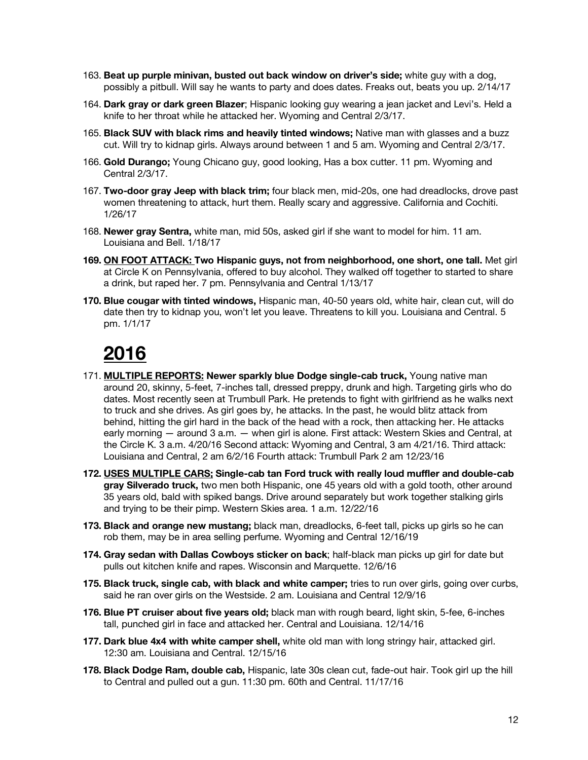163. **Beat up purple minivan, busted out back window on driver's side;** white guy with a dog, possibly a pitbull. Will say he wants to party and does dates. Freaks out, beats you up. 2/14/17

164. **Dark gray or dark green Blazer**; Hispanic looking guy wearing a jean jacket and Levi's. Held a knife to her throat while he attacked her. Wyoming and Central 2/3/17.

165. **Black SUV with black rims and heavily tinted windows;** Native man with glasses and a buzz cut. Will try to kidnap girls. Always around between 1 and 5 am. Wyoming and Central 2/3/17.

166. **Gold Durango;** Young Chicano guy, good looking, Has a box cutter. 11 pm. Wyoming and Central 2/3/17.

167. **Two-door gray Jeep with black trim;** four black men, mid-20s, one had dreadlocks, drove past women threatening to attack, hurt them. Really scary and aggressive. California and Cochiti. 1/26/17

168. **Newer gray Sentra,** white man, mid 50s, asked girl if she want to model for him. 11 am. Louisiana and Bell. 1/18/17

**169. <u>ON FOOT ATTACK:</u> Two Hispanic guys, not from neighborhood, one short, one tall.** Met girl at Circle K on Pennsylvania, offered to buy alcohol. They walked off together to started to share a drink, but raped her. 7 pm. Pennsylvania and Central 1/13/17

**170. Blue cougar with tinted windows,** Hispanic man, 40-50 years old, white hair, clean cut, will do date then try to kidnap you, won't let you leave. Threatens to kill you. Louisiana and Central. 5 pm. 1/1/17

# <u>2016</u>

171. **<u>MULTIPLE REPORTS:</u> Newer sparkly blue Dodge single-cab truck,** Young native man around 20, skinny, 5-feet, 7-inches tall, dressed preppy, drunk and high. Targeting girls who do dates. Most recently seen at Trumbull Park. He pretends to fight with girlfriend as he walks next to truck and she drives. As girl goes by, he attacks. In the past, he would blitz attack from behind, hitting the girl hard in the back of the head with a rock, then attacking her. He attacks early morning — around 3 a.m. — when girl is alone. First attack: Western Skies and Central, at the Circle K. 3 a.m. 4/20/16 Second attack: Wyoming and Central, 3 am 4/21/16. Third attack: Louisiana and Central, 2 am 6/2/16 Fourth attack: Trumbull Park 2 am 12/23/16

**172. <u>USES MULTIPLE CARS;</u> Single-cab tan Ford truck with really loud muffler and double-cab gray Silverado truck,** two men both Hispanic, one 45 years old with a gold tooth, other around 35 years old, bald with spiked bangs. Drive around separately but work together stalking girls and trying to be their pimp. Western Skies area. 1 a.m. 12/22/16

**173. Black and orange new mustang;** black man, dreadlocks, 6-feet tall, picks up girls so he can rob them, may be in area selling perfume. Wyoming and Central 12/16/19

**174. Gray sedan with Dallas Cowboys sticker on back**; half-black man picks up girl for date but pulls out kitchen knife and rapes. Wisconsin and Marquette. 12/6/16

**175. Black truck, single cab, with black and white camper;** tries to run over girls, going over curbs, said he ran over girls on the Westside. 2 am. Louisiana and Central 12/9/16

**176. Blue PT cruiser about five years old;** black man with rough beard, light skin, 5-fee, 6-inches tall, punched girl in face and attacked her. Central and Louisiana. 12/14/16

**177. Dark blue 4x4 with white camper shell,** white old man with long stringy hair, attacked girl. 12:30 am. Louisiana and Central. 12/15/16

**178. Black Dodge Ram, double cab,** Hispanic, late 30s clean cut, fade-out hair. Took girl up the hill to Central and pulled out a gun. 11:30 pm. 60th and Central. 11/17/16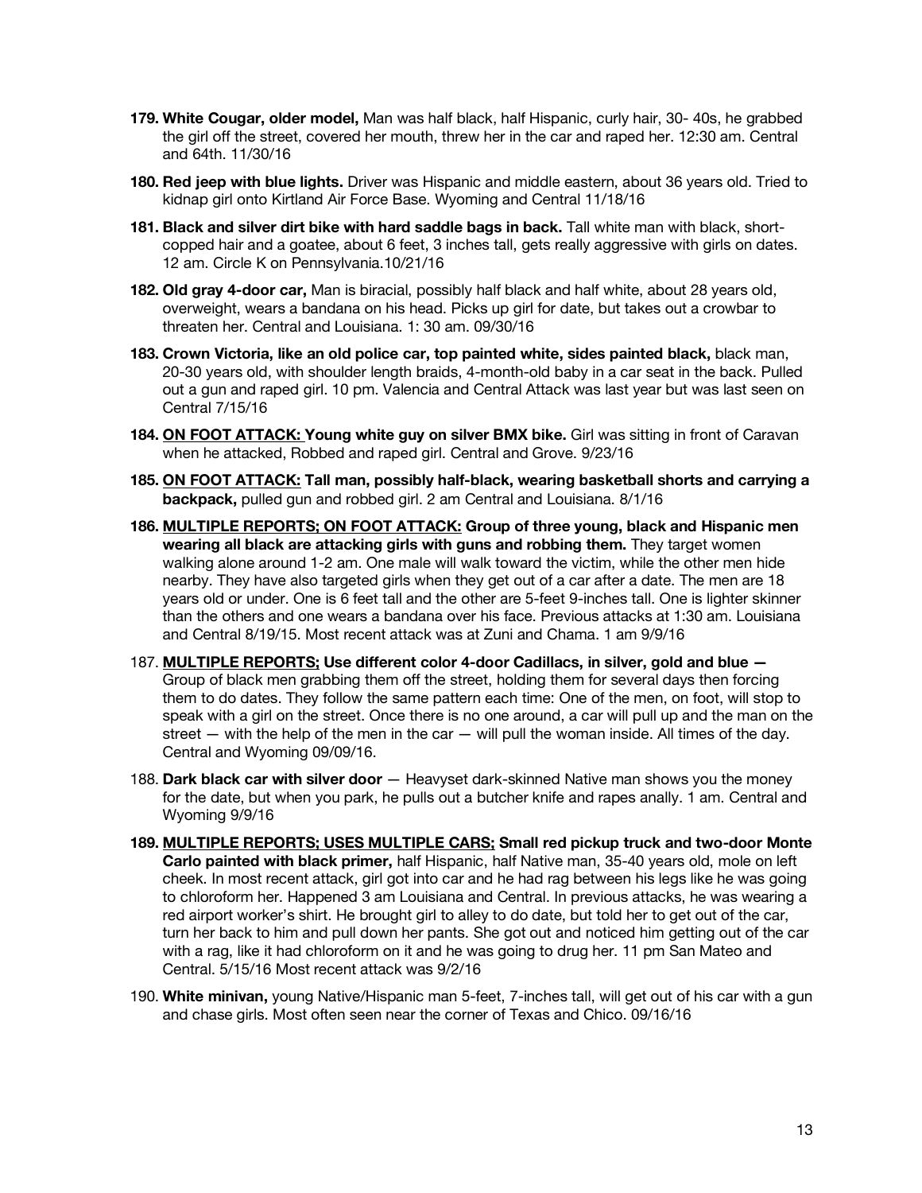179. **White Cougar, older model,** Man was half black, half Hispanic, curly hair, 30- 40s, he grabbed the girl off the street, covered her mouth, threw her in the car and raped her. 12:30 am. Central and 64th. 11/30/16

180. **Red jeep with blue lights.** Driver was Hispanic and middle eastern, about 36 years old. Tried to kidnap girl onto Kirtland Air Force Base. Wyoming and Central 11/18/16

181. **Black and silver dirt bike with hard saddle bags in back.** Tall white man with black, short-copped hair and a goatee, about 6 feet, 3 inches tall, gets really aggressive with girls on dates. 12 am. Circle K on Pennsylvania.10/21/16

182. **Old gray 4-door car,** Man is biracial, possibly half black and half white, about 28 years old, overweight, wears a bandana on his head. Picks up girl for date, but takes out a crowbar to threaten her. Central and Louisiana. 1: 30 am. 09/30/16

183. **Crown Victoria, like an old police car, top painted white, sides painted black,** black man, 20-30 years old, with shoulder length braids, 4-month-old baby in a car seat in the back. Pulled out a gun and raped girl. 10 pm. Valencia and Central Attack was last year but was last seen on Central 7/15/16

184. **<u>ON FOOT ATTACK:</u> Young white guy on silver BMX bike.** Girl was sitting in front of Caravan when he attacked, Robbed and raped girl. Central and Grove. 9/23/16

185. **<u>ON FOOT ATTACK:</u> Tall man, possibly half-black, wearing basketball shorts and carrying a backpack,** pulled gun and robbed girl. 2 am Central and Louisiana. 8/1/16

186. **<u>MULTIPLE REPORTS; ON FOOT ATTACK:</u> Group of three young, black and Hispanic men wearing all black are attacking girls with guns and robbing them.** They target women walking alone around 1-2 am. One male will walk toward the victim, while the other men hide nearby. They have also targeted girls when they get out of a car after a date. The men are 18 years old or under. One is 6 feet tall and the other are 5-feet 9-inches tall. One is lighter skinner than the others and one wears a bandana over his face. Previous attacks at 1:30 am. Louisiana and Central 8/19/15. Most recent attack was at Zuni and Chama. 1 am 9/9/16

187. **<u>MULTIPLE REPORTS;</u> Use different color 4-door Cadillacs, in silver, gold and blue —** Group of black men grabbing them off the street, holding them for several days then forcing them to do dates. They follow the same pattern each time: One of the men, on foot, will stop to speak with a girl on the street. Once there is no one around, a car will pull up and the man on the street — with the help of the men in the car — will pull the woman inside. All times of the day. Central and Wyoming 09/09/16.

188. **Dark black car with silver door** — Heavyset dark-skinned Native man shows you the money for the date, but when you park, he pulls out a butcher knife and rapes anally. 1 am. Central and Wyoming 9/9/16

189. **<u>MULTIPLE REPORTS; USES MULTIPLE CARS;</u> Small red pickup truck and two-door Monte Carlo painted with black primer,** half Hispanic, half Native man, 35-40 years old, mole on left cheek. In most recent attack, girl got into car and he had rag between his legs like he was going to chloroform her. Happened 3 am Louisiana and Central. In previous attacks, he was wearing a red airport worker's shirt. He brought girl to alley to do date, but told her to get out of the car, turn her back to him and pull down her pants. She got out and noticed him getting out of the car with a rag, like it had chloroform on it and he was going to drug her. 11 pm San Mateo and Central. 5/15/16 Most recent attack was 9/2/16

190. **White minivan,** young Native/Hispanic man 5-feet, 7-inches tall, will get out of his car with a gun and chase girls. Most often seen near the corner of Texas and Chico. 09/16/16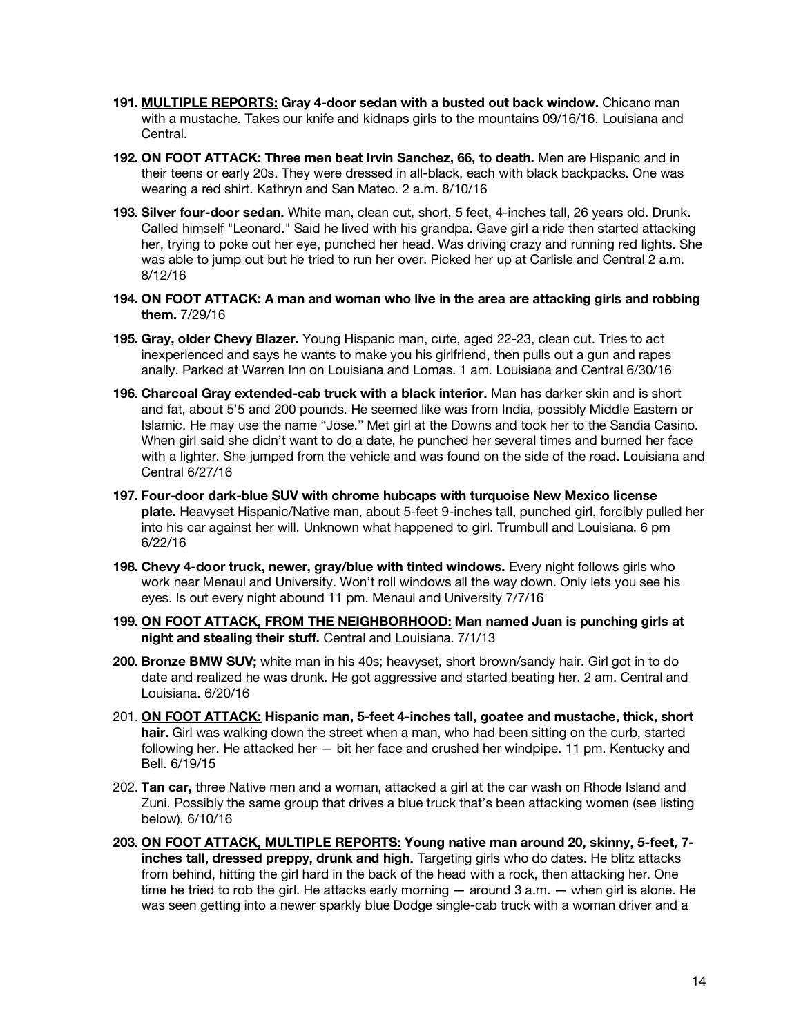191. **<u>MULTIPLE REPORTS:</u> Gray 4-door sedan with a busted out back window.** Chicano man with a mustache. Takes our knife and kidnaps girls to the mountains 09/16/16. Louisiana and Central.

192. **<u>ON FOOT ATTACK:</u> Three men beat Irvin Sanchez, 66, to death.** Men are Hispanic and in their teens or early 20s. They were dressed in all-black, each with black backpacks. One was wearing a red shirt. Kathryn and San Mateo. 2 a.m. 8/10/16

193. **Silver four-door sedan.** White man, clean cut, short, 5 feet, 4-inches tall, 26 years old. Drunk. Called himself "Leonard." Said he lived with his grandpa. Gave girl a ride then started attacking her, trying to poke out her eye, punched her head. Was driving crazy and running red lights. She was able to jump out but he tried to run her over. Picked her up at Carlisle and Central 2 a.m. 8/12/16

194. **<u>ON FOOT ATTACK:</u> A man and woman who live in the area are attacking girls and robbing them.** 7/29/16

195. **Gray, older Chevy Blazer.** Young Hispanic man, cute, aged 22-23, clean cut. Tries to act inexperienced and says he wants to make you his girlfriend, then pulls out a gun and rapes anally. Parked at Warren Inn on Louisiana and Lomas. 1 am. Louisiana and Central 6/30/16

196. **Charcoal Gray extended-cab truck with a black interior.** Man has darker skin and is short and fat, about 5'5 and 200 pounds. He seemed like was from India, possibly Middle Eastern or Islamic. He may use the name "Jose." Met girl at the Downs and took her to the Sandia Casino. When girl said she didn't want to do a date, he punched her several times and burned her face with a lighter. She jumped from the vehicle and was found on the side of the road. Louisiana and Central 6/27/16

197. **Four-door dark-blue SUV with chrome hubcaps with turquoise New Mexico license plate.** Heavyset Hispanic/Native man, about 5-feet 9-inches tall, punched girl, forcibly pulled her into his car against her will. Unknown what happened to girl. Trumbull and Louisiana. 6 pm 6/22/16

198. **Chevy 4-door truck, newer, gray/blue with tinted windows.** Every night follows girls who work near Menaul and University. Won't roll windows all the way down. Only lets you see his eyes. Is out every night abound 11 pm. Menaul and University 7/7/16

199. **<u>ON FOOT ATTACK, FROM THE NEIGHBORHOOD:</u> Man named Juan is punching girls at night and stealing their stuff.** Central and Louisiana. 7/1/13

200. **Bronze BMW SUV;** white man in his 40s; heavyset, short brown/sandy hair. Girl got in to do date and realized he was drunk. He got aggressive and started beating her. 2 am. Central and Louisiana. 6/20/16

201. **<u>ON FOOT ATTACK:</u> Hispanic man, 5-feet 4-inches tall, goatee and mustache, thick, short hair.** Girl was walking down the street when a man, who had been sitting on the curb, started following her. He attacked her — bit her face and crushed her windpipe. 11 pm. Kentucky and Bell. 6/19/15

202. **Tan car,** three Native men and a woman, attacked a girl at the car wash on Rhode Island and Zuni. Possibly the same group that drives a blue truck that's been attacking women (see listing below). 6/10/16

203. **<u>ON FOOT ATTACK, MULTIPLE REPORTS:</u> Young native man around 20, skinny, 5-feet, 7-inches tall, dressed preppy, drunk and high.** Targeting girls who do dates. He blitz attacks from behind, hitting the girl hard in the back of the head with a rock, then attacking her. One time he tried to rob the girl. He attacks early morning — around 3 a.m. — when girl is alone. He was seen getting into a newer sparkly blue Dodge single-cab truck with a woman driver and a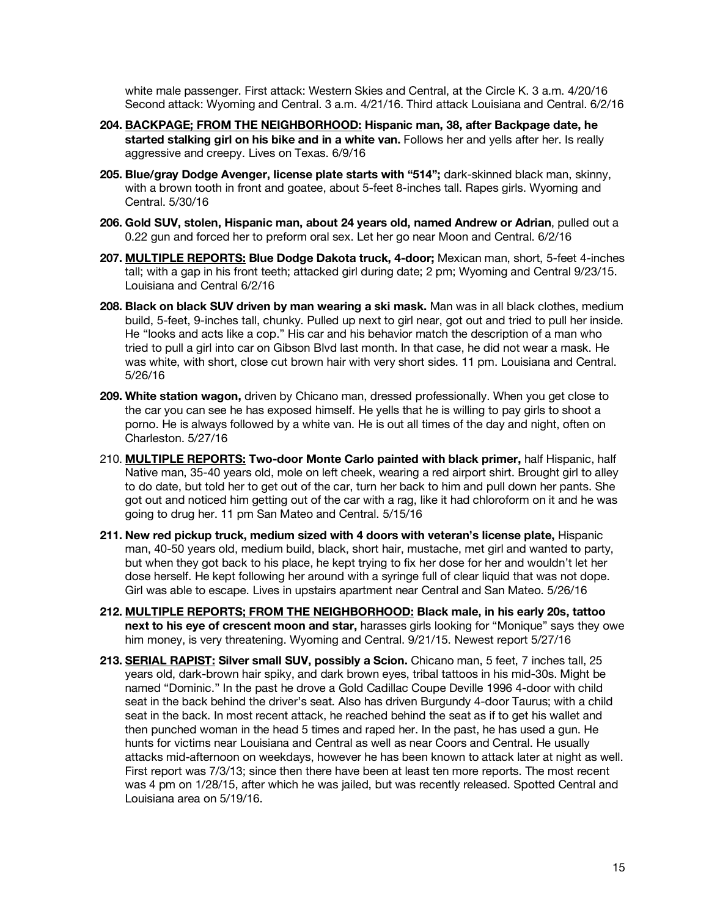white male passenger. First attack: Western Skies and Central, at the Circle K. 3 a.m. 4/20/16 Second attack: Wyoming and Central. 3 a.m. 4/21/16. Third attack Louisiana and Central. 6/2/16

204. **<u>BACKPAGE; FROM THE NEIGHBORHOOD:</u> Hispanic man, 38, after Backpage date, he started stalking girl on his bike and in a white van.** Follows her and yells after her. Is really aggressive and creepy. Lives on Texas. 6/9/16

205. **Blue/gray Dodge Avenger, license plate starts with "514";** dark-skinned black man, skinny, with a brown tooth in front and goatee, about 5-feet 8-inches tall. Rapes girls. Wyoming and Central. 5/30/16

206. **Gold SUV, stolen, Hispanic man, about 24 years old, named Andrew or Adrian**, pulled out a 0.22 gun and forced her to preform oral sex. Let her go near Moon and Central. 6/2/16

207. **<u>MULTIPLE REPORTS:</u> Blue Dodge Dakota truck, 4-door;** Mexican man, short, 5-feet 4-inches tall; with a gap in his front teeth; attacked girl during date; 2 pm; Wyoming and Central 9/23/15. Louisiana and Central 6/2/16

208. **Black on black SUV driven by man wearing a ski mask.** Man was in all black clothes, medium build, 5-feet, 9-inches tall, chunky. Pulled up next to girl near, got out and tried to pull her inside. He "looks and acts like a cop." His car and his behavior match the description of a man who tried to pull a girl into car on Gibson Blvd last month. In that case, he did not wear a mask. He was white, with short, close cut brown hair with very short sides. 11 pm. Louisiana and Central. 5/26/16

209. **White station wagon,** driven by Chicano man, dressed professionally. When you get close to the car you can see he has exposed himself. He yells that he is willing to pay girls to shoot a porno. He is always followed by a white van. He is out all times of the day and night, often on Charleston. 5/27/16

210. **<u>MULTIPLE REPORTS:</u> Two-door Monte Carlo painted with black primer,** half Hispanic, half Native man, 35-40 years old, mole on left cheek, wearing a red airport shirt. Brought girl to alley to do date, but told her to get out of the car, turn her back to him and pull down her pants. She got out and noticed him getting out of the car with a rag, like it had chloroform on it and he was going to drug her. 11 pm San Mateo and Central. 5/15/16

211. **New red pickup truck, medium sized with 4 doors with veteran's license plate,** Hispanic man, 40-50 years old, medium build, black, short hair, mustache, met girl and wanted to party, but when they got back to his place, he kept trying to fix her dose for her and wouldn't let her dose herself. He kept following her around with a syringe full of clear liquid that was not dope. Girl was able to escape. Lives in upstairs apartment near Central and San Mateo. 5/26/16

212. **<u>MULTIPLE REPORTS; FROM THE NEIGHBORHOOD:</u> Black male, in his early 20s, tattoo next to his eye of crescent moon and star,** harasses girls looking for "Monique" says they owe him money, is very threatening. Wyoming and Central. 9/21/15. Newest report 5/27/16

213. **<u>SERIAL RAPIST:</u> Silver small SUV, possibly a Scion.** Chicano man, 5 feet, 7 inches tall, 25 years old, dark-brown hair spiky, and dark brown eyes, tribal tattoos in his mid-30s. Might be named "Dominic." In the past he drove a Gold Cadillac Coupe Deville 1996 4-door with child seat in the back behind the driver's seat. Also has driven Burgundy 4-door Taurus; with a child seat in the back. In most recent attack, he reached behind the seat as if to get his wallet and then punched woman in the head 5 times and raped her. In the past, he has used a gun. He hunts for victims near Louisiana and Central as well as near Coors and Central. He usually attacks mid-afternoon on weekdays, however he has been known to attack later at night as well. First report was 7/3/13; since then there have been at least ten more reports. The most recent was 4 pm on 1/28/15, after which he was jailed, but was recently released. Spotted Central and Louisiana area on 5/19/16.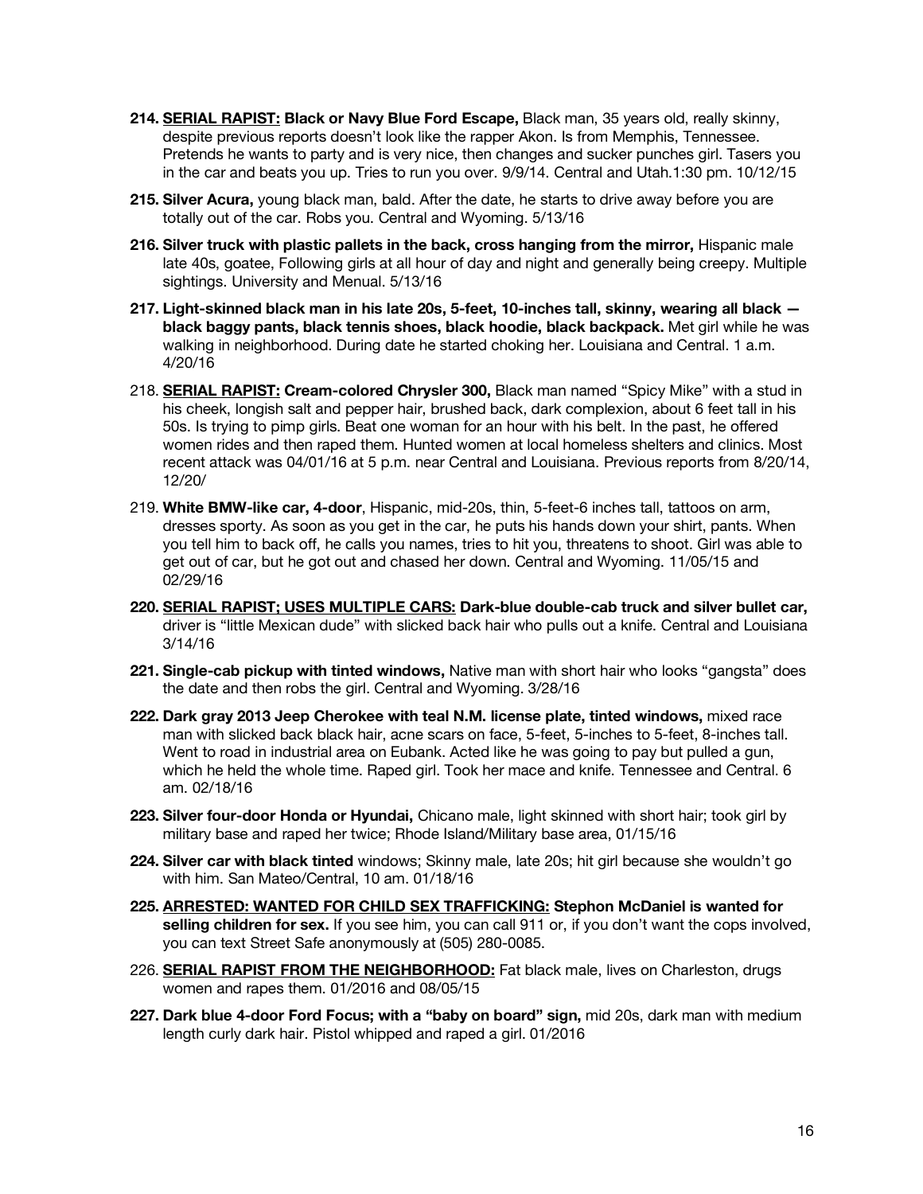214. **<u>SERIAL RAPIST:</u> Black or Navy Blue Ford Escape,** Black man, 35 years old, really skinny, despite previous reports doesn't look like the rapper Akon. Is from Memphis, Tennessee. Pretends he wants to party and is very nice, then changes and sucker punches girl. Tasers you in the car and beats you up. Tries to run you over. 9/9/14. Central and Utah.1:30 pm. 10/12/15

215. **Silver Acura,** young black man, bald. After the date, he starts to drive away before you are totally out of the car. Robs you. Central and Wyoming. 5/13/16

216. **Silver truck with plastic pallets in the back, cross hanging from the mirror,** Hispanic male late 40s, goatee, Following girls at all hour of day and night and generally being creepy. Multiple sightings. University and Menual. 5/13/16

217. **Light-skinned black man in his late 20s, 5-feet, 10-inches tall, skinny, wearing all black — black baggy pants, black tennis shoes, black hoodie, black backpack.** Met girl while he was walking in neighborhood. During date he started choking her. Louisiana and Central. 1 a.m. 4/20/16

218. **<u>SERIAL RAPIST:</u> Cream-colored Chrysler 300,** Black man named "Spicy Mike" with a stud in his cheek, longish salt and pepper hair, brushed back, dark complexion, about 6 feet tall in his 50s. Is trying to pimp girls. Beat one woman for an hour with his belt. In the past, he offered women rides and then raped them. Hunted women at local homeless shelters and clinics. Most recent attack was 04/01/16 at 5 p.m. near Central and Louisiana. Previous reports from 8/20/14, 12/20/

219. **White BMW-like car, 4-door**, Hispanic, mid-20s, thin, 5-feet-6 inches tall, tattoos on arm, dresses sporty. As soon as you get in the car, he puts his hands down your shirt, pants. When you tell him to back off, he calls you names, tries to hit you, threatens to shoot. Girl was able to get out of car, but he got out and chased her down. Central and Wyoming. 11/05/15 and 02/29/16

220. **<u>SERIAL RAPIST; USES MULTIPLE CARS:</u> Dark-blue double-cab truck and silver bullet car,** driver is "little Mexican dude" with slicked back hair who pulls out a knife. Central and Louisiana 3/14/16

221. **Single-cab pickup with tinted windows,** Native man with short hair who looks "gangsta" does the date and then robs the girl. Central and Wyoming. 3/28/16

222. **Dark gray 2013 Jeep Cherokee with teal N.M. license plate, tinted windows,** mixed race man with slicked back black hair, acne scars on face, 5-feet, 5-inches to 5-feet, 8-inches tall. Went to road in industrial area on Eubank. Acted like he was going to pay but pulled a gun, which he held the whole time. Raped girl. Took her mace and knife. Tennessee and Central. 6 am. 02/18/16

223. **Silver four-door Honda or Hyundai,** Chicano male, light skinned with short hair; took girl by military base and raped her twice; Rhode Island/Military base area, 01/15/16

224. **Silver car with black tinted** windows; Skinny male, late 20s; hit girl because she wouldn't go with him. San Mateo/Central, 10 am. 01/18/16

225. **<u>ARRESTED: WANTED FOR CHILD SEX TRAFFICKING:</u> Stephon McDaniel is wanted for selling children for sex.** If you see him, you can call 911 or, if you don't want the cops involved, you can text Street Safe anonymously at (505) 280-0085.

226. **<u>SERIAL RAPIST FROM THE NEIGHBORHOOD:</u>** Fat black male, lives on Charleston, drugs women and rapes them. 01/2016 and 08/05/15

227. **Dark blue 4-door Ford Focus; with a "baby on board" sign,** mid 20s, dark man with medium length curly dark hair. Pistol whipped and raped a girl. 01/2016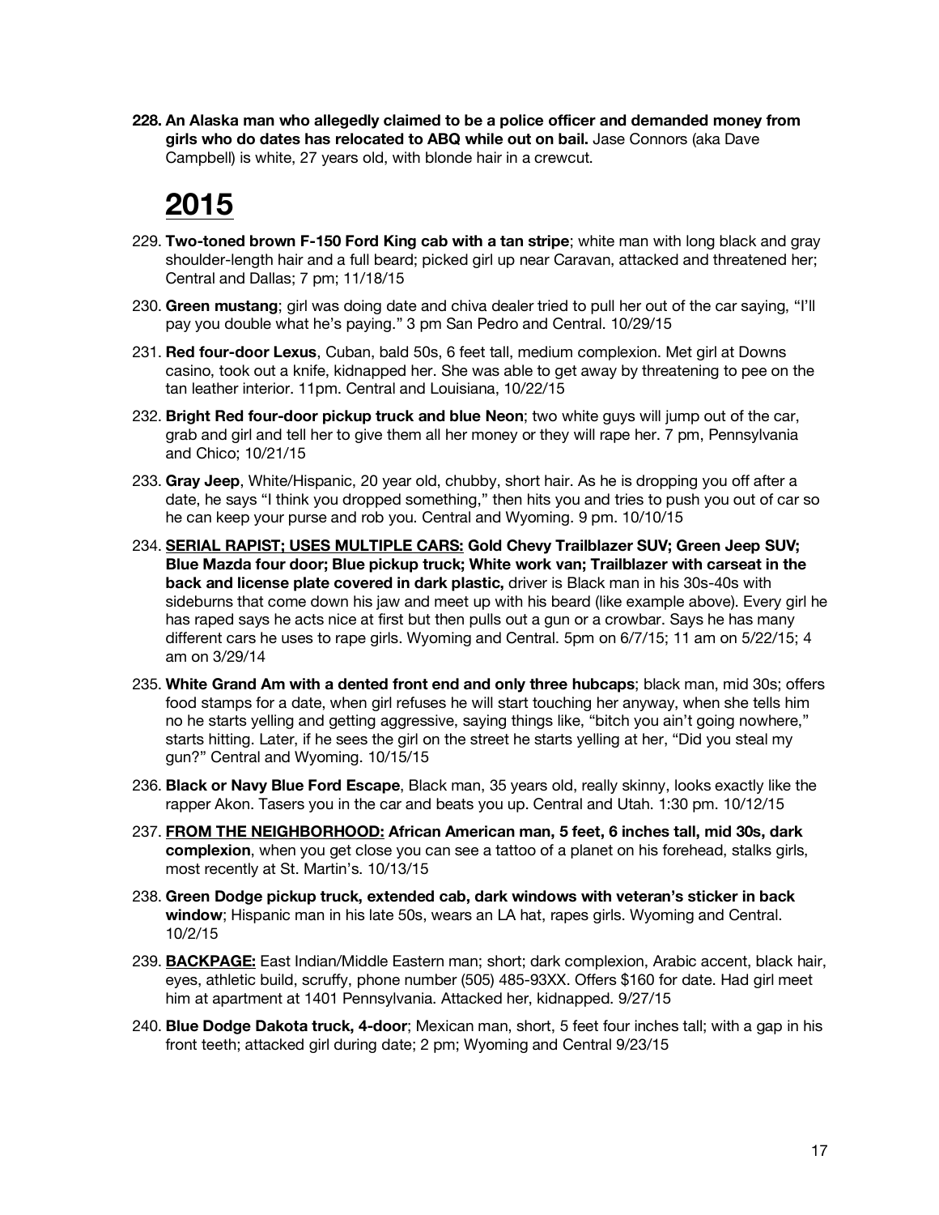**228. An Alaska man who allegedly claimed to be a police officer and demanded money from girls who do dates has relocated to ABQ while out on bail.** Jase Connors (aka Dave Campbell) is white, 27 years old, with blonde hair in a crewcut.

# 2015

229. **Two-toned brown F-150 Ford King cab with a tan stripe**; white man with long black and gray shoulder-length hair and a full beard; picked girl up near Caravan, attacked and threatened her; Central and Dallas; 7 pm; 11/18/15

230. **Green mustang**; girl was doing date and chiva dealer tried to pull her out of the car saying, "I'll pay you double what he's paying." 3 pm San Pedro and Central. 10/29/15

231. **Red four-door Lexus**, Cuban, bald 50s, 6 feet tall, medium complexion. Met girl at Downs casino, took out a knife, kidnapped her. She was able to get away by threatening to pee on the tan leather interior. 11pm. Central and Louisiana, 10/22/15

232. **Bright Red four-door pickup truck and blue Neon**; two white guys will jump out of the car, grab and girl and tell her to give them all her money or they will rape her. 7 pm, Pennsylvania and Chico; 10/21/15

233. **Gray Jeep**, White/Hispanic, 20 year old, chubby, short hair. As he is dropping you off after a date, he says "I think you dropped something," then hits you and tries to push you out of car so he can keep your purse and rob you. Central and Wyoming. 9 pm. 10/10/15

234. **SERIAL RAPIST; USES MULTIPLE CARS: Gold Chevy Trailblazer SUV; Green Jeep SUV; Blue Mazda four door; Blue pickup truck; White work van; Trailblazer with carseat in the back and license plate covered in dark plastic,** driver is Black man in his 30s-40s with sideburns that come down his jaw and meet up with his beard (like example above). Every girl he has raped says he acts nice at first but then pulls out a gun or a crowbar. Says he has many different cars he uses to rape girls. Wyoming and Central. 5pm on 6/7/15; 11 am on 5/22/15; 4 am on 3/29/14

235. **White Grand Am with a dented front end and only three hubcaps**; black man, mid 30s; offers food stamps for a date, when girl refuses he will start touching her anyway, when she tells him no he starts yelling and getting aggressive, saying things like, "bitch you ain't going nowhere," starts hitting. Later, if he sees the girl on the street he starts yelling at her, "Did you steal my gun?" Central and Wyoming. 10/15/15

236. **Black or Navy Blue Ford Escape**, Black man, 35 years old, really skinny, looks exactly like the rapper Akon. Tasers you in the car and beats you up. Central and Utah. 1:30 pm. 10/12/15

237. **FROM THE NEIGHBORHOOD: African American man, 5 feet, 6 inches tall, mid 30s, dark complexion**, when you get close you can see a tattoo of a planet on his forehead, stalks girls, most recently at St. Martin's. 10/13/15

238. **Green Dodge pickup truck, extended cab, dark windows with veteran's sticker in back window**; Hispanic man in his late 50s, wears an LA hat, rapes girls. Wyoming and Central. 10/2/15

239. **BACKPAGE:** East Indian/Middle Eastern man; short; dark complexion, Arabic accent, black hair, eyes, athletic build, scruffy, phone number (505) 485-93XX. Offers $160 for date. Had girl meet him at apartment at 1401 Pennsylvania. Attacked her, kidnapped. 9/27/15

240. **Blue Dodge Dakota truck, 4-door**; Mexican man, short, 5 feet four inches tall; with a gap in his front teeth; attacked girl during date; 2 pm; Wyoming and Central 9/23/15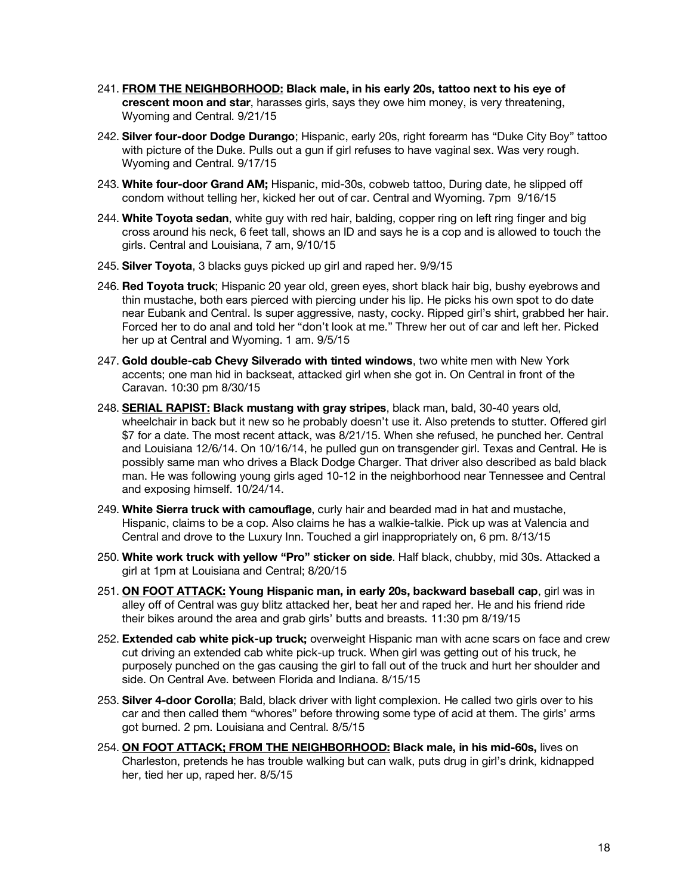241. **<u>FROM THE NEIGHBORHOOD:</u> Black male, in his early 20s, tattoo next to his eye of crescent moon and star**, harasses girls, says they owe him money, is very threatening, Wyoming and Central. 9/21/15

242. **Silver four-door Dodge Durango**; Hispanic, early 20s, right forearm has "Duke City Boy" tattoo with picture of the Duke. Pulls out a gun if girl refuses to have vaginal sex. Was very rough. Wyoming and Central. 9/17/15

243. **White four-door Grand AM;** Hispanic, mid-30s, cobweb tattoo, During date, he slipped off condom without telling her, kicked her out of car. Central and Wyoming. 7pm 9/16/15

244. **White Toyota sedan**, white guy with red hair, balding, copper ring on left ring finger and big cross around his neck, 6 feet tall, shows an ID and says he is a cop and is allowed to touch the girls. Central and Louisiana, 7 am, 9/10/15

245. **Silver Toyota**, 3 blacks guys picked up girl and raped her. 9/9/15

246. **Red Toyota truck**; Hispanic 20 year old, green eyes, short black hair big, bushy eyebrows and thin mustache, both ears pierced with piercing under his lip. He picks his own spot to do date near Eubank and Central. Is super aggressive, nasty, cocky. Ripped girl's shirt, grabbed her hair. Forced her to do anal and told her "don't look at me." Threw her out of car and left her. Picked her up at Central and Wyoming. 1 am. 9/5/15

247. **Gold double-cab Chevy Silverado with tinted windows**, two white men with New York accents; one man hid in backseat, attacked girl when she got in. On Central in front of the Caravan. 10:30 pm 8/30/15

248. **<u>SERIAL RAPIST:</u> Black mustang with gray stripes**, black man, bald, 30-40 years old, wheelchair in back but it new so he probably doesn't use it. Also pretends to stutter. Offered girl $7 for a date. The most recent attack, was 8/21/15. When she refused, he punched her. Central and Louisiana 12/6/14. On 10/16/14, he pulled gun on transgender girl. Texas and Central. He is possibly same man who drives a Black Dodge Charger. That driver also described as bald black man. He was following young girls aged 10-12 in the neighborhood near Tennessee and Central and exposing himself. 10/24/14.

249. **White Sierra truck with camouflage**, curly hair and bearded mad in hat and mustache, Hispanic, claims to be a cop. Also claims he has a walkie-talkie. Pick up was at Valencia and Central and drove to the Luxury Inn. Touched a girl inappropriately on, 6 pm. 8/13/15

250. **White work truck with yellow "Pro" sticker on side**. Half black, chubby, mid 30s. Attacked a girl at 1pm at Louisiana and Central; 8/20/15

251. **<u>ON FOOT ATTACK:</u> Young Hispanic man, in early 20s, backward baseball cap**, girl was in alley off of Central was guy blitz attacked her, beat her and raped her. He and his friend ride their bikes around the area and grab girls' butts and breasts. 11:30 pm 8/19/15

252. **Extended cab white pick-up truck;** overweight Hispanic man with acne scars on face and crew cut driving an extended cab white pick-up truck. When girl was getting out of his truck, he purposely punched on the gas causing the girl to fall out of the truck and hurt her shoulder and side. On Central Ave. between Florida and Indiana. 8/15/15

253. **Silver 4-door Corolla**; Bald, black driver with light complexion. He called two girls over to his car and then called them "whores" before throwing some type of acid at them. The girls' arms got burned. 2 pm. Louisiana and Central. 8/5/15

254. **<u>ON FOOT ATTACK; FROM THE NEIGHBORHOOD:</u> Black male, in his mid-60s,** lives on Charleston, pretends he has trouble walking but can walk, puts drug in girl's drink, kidnapped her, tied her up, raped her. 8/5/15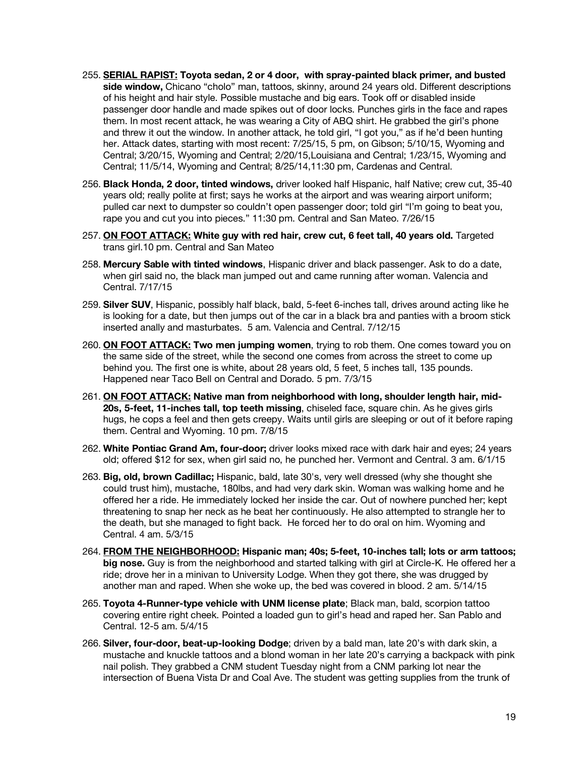255. **<u>SERIAL RAPIST:</u> Toyota sedan, 2 or 4 door, with spray-painted black primer, and busted side window,** Chicano "cholo" man, tattoos, skinny, around 24 years old. Different descriptions of his height and hair style. Possible mustache and big ears. Took off or disabled inside passenger door handle and made spikes out of door locks. Punches girls in the face and rapes them. In most recent attack, he was wearing a City of ABQ shirt. He grabbed the girl's phone and threw it out the window. In another attack, he told girl, "I got you," as if he'd been hunting her. Attack dates, starting with most recent: 7/25/15, 5 pm, on Gibson; 5/10/15, Wyoming and Central; 3/20/15, Wyoming and Central; 2/20/15,Louisiana and Central; 1/23/15, Wyoming and Central; 11/5/14, Wyoming and Central; 8/25/14,11:30 pm, Cardenas and Central.

256. **Black Honda, 2 door, tinted windows,** driver looked half Hispanic, half Native; crew cut, 35-40 years old; really polite at first; says he works at the airport and was wearing airport uniform; pulled car next to dumpster so couldn't open passenger door; told girl "I'm going to beat you, rape you and cut you into pieces." 11:30 pm. Central and San Mateo. 7/26/15

257. **<u>ON FOOT ATTACK:</u> White guy with red hair, crew cut, 6 feet tall, 40 years old.** Targeted trans girl.10 pm. Central and San Mateo

258. **Mercury Sable with tinted windows**, Hispanic driver and black passenger. Ask to do a date, when girl said no, the black man jumped out and came running after woman. Valencia and Central. 7/17/15

259. **Silver SUV**, Hispanic, possibly half black, bald, 5-feet 6-inches tall, drives around acting like he is looking for a date, but then jumps out of the car in a black bra and panties with a broom stick inserted anally and masturbates. 5 am. Valencia and Central. 7/12/15

260. **<u>ON FOOT ATTACK:</u> Two men jumping women**, trying to rob them. One comes toward you on the same side of the street, while the second one comes from across the street to come up behind you. The first one is white, about 28 years old, 5 feet, 5 inches tall, 135 pounds. Happened near Taco Bell on Central and Dorado. 5 pm. 7/3/15

261. **<u>ON FOOT ATTACK:</u> Native man from neighborhood with long, shoulder length hair, mid-20s, 5-feet, 11-inches tall, top teeth missing**, chiseled face, square chin. As he gives girls hugs, he cops a feel and then gets creepy. Waits until girls are sleeping or out of it before raping them. Central and Wyoming. 10 pm. 7/8/15

262. **White Pontiac Grand Am, four-door;** driver looks mixed race with dark hair and eyes; 24 years old; offered $12 for sex, when girl said no, he punched her. Vermont and Central. 3 am. 6/1/15

263. **Big, old, brown Cadillac;** Hispanic, bald, late 30's, very well dressed (why she thought she could trust him), mustache, 180lbs, and had very dark skin. Woman was walking home and he offered her a ride. He immediately locked her inside the car. Out of nowhere punched her; kept threatening to snap her neck as he beat her continuously. He also attempted to strangle her to the death, but she managed to fight back. He forced her to do oral on him. Wyoming and Central. 4 am. 5/3/15

264. **<u>FROM THE NEIGHBORHOOD:</u> Hispanic man; 40s; 5-feet, 10-inches tall; lots or arm tattoos; big nose.** Guy is from the neighborhood and started talking with girl at Circle-K. He offered her a ride; drove her in a minivan to University Lodge. When they got there, she was drugged by another man and raped. When she woke up, the bed was covered in blood. 2 am. 5/14/15

265. **Toyota 4-Runner-type vehicle with UNM license plate**; Black man, bald, scorpion tattoo covering entire right cheek. Pointed a loaded gun to girl's head and raped her. San Pablo and Central. 12-5 am. 5/4/15

266. **Silver, four-door, beat-up-looking Dodge**; driven by a bald man, late 20's with dark skin, a mustache and knuckle tattoos and a blond woman in her late 20's carrying a backpack with pink nail polish. They grabbed a CNM student Tuesday night from a CNM parking lot near the intersection of Buena Vista Dr and Coal Ave. The student was getting supplies from the trunk of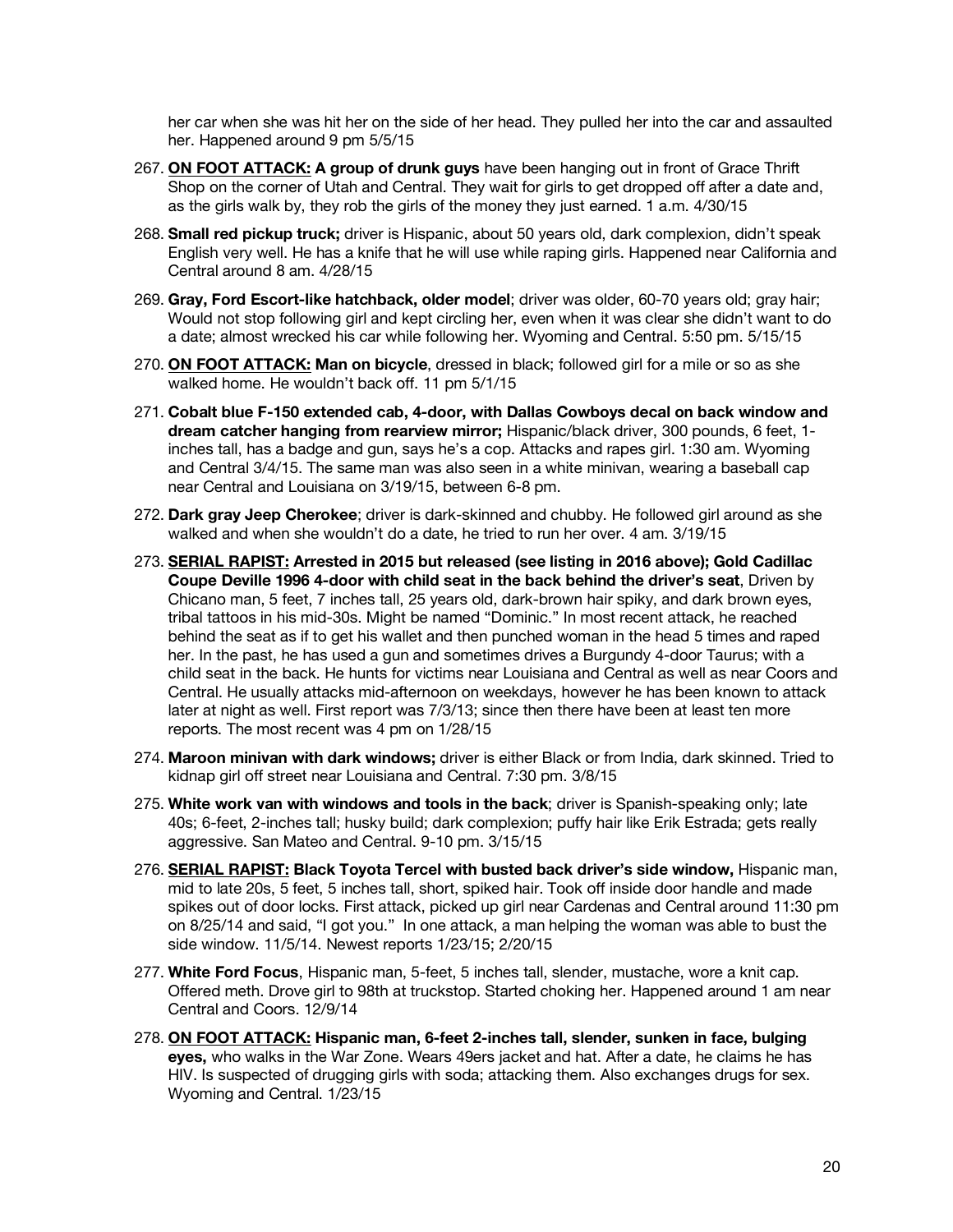her car when she was hit her on the side of her head. They pulled her into the car and assaulted her. Happened around 9 pm 5/5/15

267. **ON FOOT ATTACK: A group of drunk guys** have been hanging out in front of Grace Thrift Shop on the corner of Utah and Central. They wait for girls to get dropped off after a date and, as the girls walk by, they rob the girls of the money they just earned. 1 a.m. 4/30/15

268. **Small red pickup truck;** driver is Hispanic, about 50 years old, dark complexion, didn't speak English very well. He has a knife that he will use while raping girls. Happened near California and Central around 8 am. 4/28/15

269. **Gray, Ford Escort-like hatchback, older model**; driver was older, 60-70 years old; gray hair; Would not stop following girl and kept circling her, even when it was clear she didn't want to do a date; almost wrecked his car while following her. Wyoming and Central. 5:50 pm. 5/15/15

270. **ON FOOT ATTACK: Man on bicycle**, dressed in black; followed girl for a mile or so as she walked home. He wouldn't back off. 11 pm 5/1/15

271. **Cobalt blue F-150 extended cab, 4-door, with Dallas Cowboys decal on back window and dream catcher hanging from rearview mirror;** Hispanic/black driver, 300 pounds, 6 feet, 1-inches tall, has a badge and gun, says he's a cop. Attacks and rapes girl. 1:30 am. Wyoming and Central 3/4/15. The same man was also seen in a white minivan, wearing a baseball cap near Central and Louisiana on 3/19/15, between 6-8 pm.

272. **Dark gray Jeep Cherokee**; driver is dark-skinned and chubby. He followed girl around as she walked and when she wouldn't do a date, he tried to run her over. 4 am. 3/19/15

273. **SERIAL RAPIST: Arrested in 2015 but released (see listing in 2016 above); Gold Cadillac Coupe Deville 1996 4-door with child seat in the back behind the driver's seat**, Driven by Chicano man, 5 feet, 7 inches tall, 25 years old, dark-brown hair spiky, and dark brown eyes, tribal tattoos in his mid-30s. Might be named "Dominic." In most recent attack, he reached behind the seat as if to get his wallet and then punched woman in the head 5 times and raped her. In the past, he has used a gun and sometimes drives a Burgundy 4-door Taurus; with a child seat in the back. He hunts for victims near Louisiana and Central as well as near Coors and Central. He usually attacks mid-afternoon on weekdays, however he has been known to attack later at night as well. First report was 7/3/13; since then there have been at least ten more reports. The most recent was 4 pm on 1/28/15

274. **Maroon minivan with dark windows;** driver is either Black or from India, dark skinned. Tried to kidnap girl off street near Louisiana and Central. 7:30 pm. 3/8/15

275. **White work van with windows and tools in the back**; driver is Spanish-speaking only; late 40s; 6-feet, 2-inches tall; husky build; dark complexion; puffy hair like Erik Estrada; gets really aggressive. San Mateo and Central. 9-10 pm. 3/15/15

276. **SERIAL RAPIST: Black Toyota Tercel with busted back driver's side window,** Hispanic man, mid to late 20s, 5 feet, 5 inches tall, short, spiked hair. Took off inside door handle and made spikes out of door locks. First attack, picked up girl near Cardenas and Central around 11:30 pm on 8/25/14 and said, "I got you." In one attack, a man helping the woman was able to bust the side window. 11/5/14. Newest reports 1/23/15; 2/20/15

277. **White Ford Focus**, Hispanic man, 5-feet, 5 inches tall, slender, mustache, wore a knit cap. Offered meth. Drove girl to 98th at truckstop. Started choking her. Happened around 1 am near Central and Coors. 12/9/14

278. **ON FOOT ATTACK: Hispanic man, 6-feet 2-inches tall, slender, sunken in face, bulging eyes,** who walks in the War Zone. Wears 49ers jacket and hat. After a date, he claims he has HIV. Is suspected of drugging girls with soda; attacking them. Also exchanges drugs for sex. Wyoming and Central. 1/23/15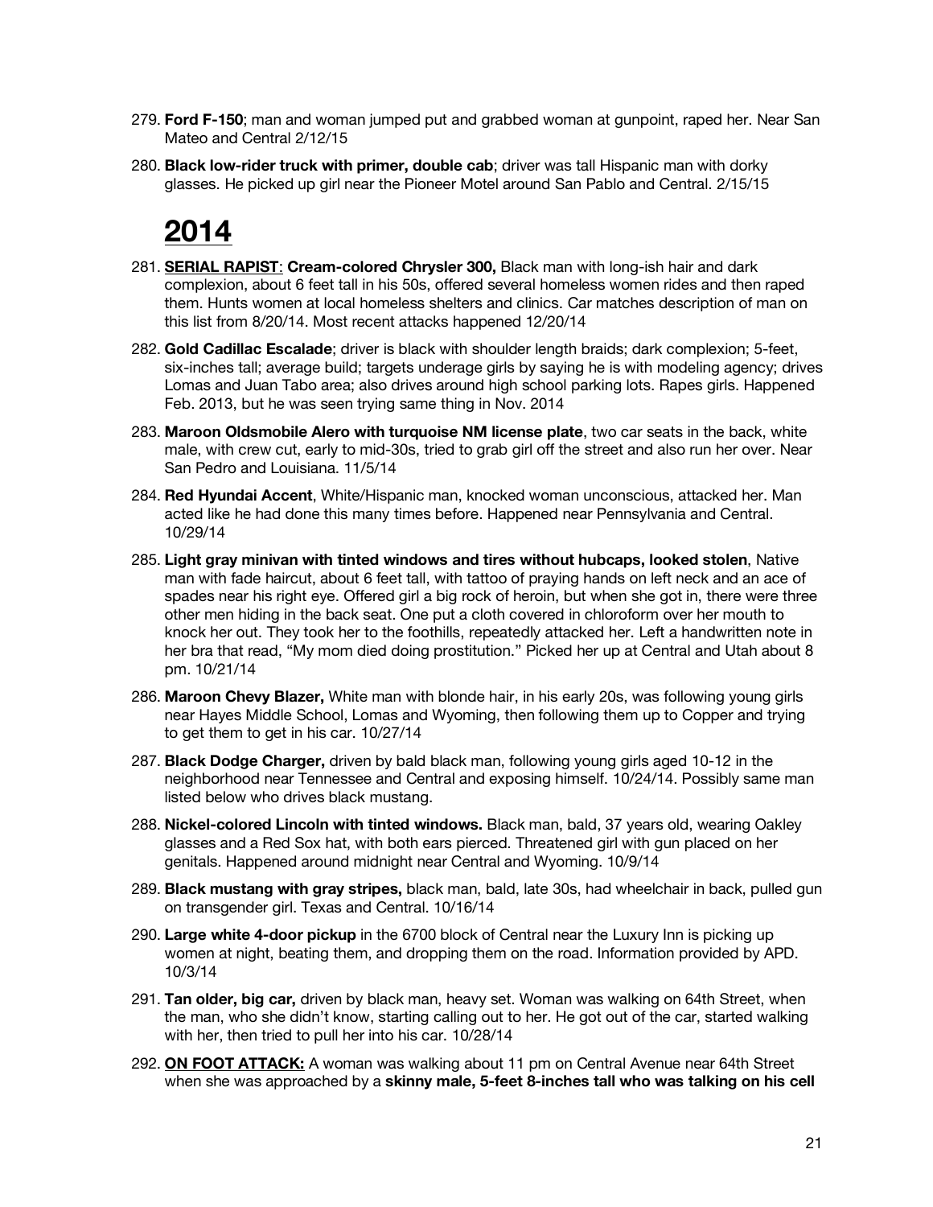279. **Ford F-150**; man and woman jumped put and grabbed woman at gunpoint, raped her. Near San Mateo and Central 2/12/15

280. **Black low-rider truck with primer, double cab**; driver was tall Hispanic man with dorky glasses. He picked up girl near the Pioneer Motel around San Pablo and Central. 2/15/15

# 2014

281. **SERIAL RAPIST**: **Cream-colored Chrysler 300,** Black man with long-ish hair and dark complexion, about 6 feet tall in his 50s, offered several homeless women rides and then raped them. Hunts women at local homeless shelters and clinics. Car matches description of man on this list from 8/20/14. Most recent attacks happened 12/20/14

282. **Gold Cadillac Escalade**; driver is black with shoulder length braids; dark complexion; 5-feet, six-inches tall; average build; targets underage girls by saying he is with modeling agency; drives Lomas and Juan Tabo area; also drives around high school parking lots. Rapes girls. Happened Feb. 2013, but he was seen trying same thing in Nov. 2014

283. **Maroon Oldsmobile Alero with turquoise NM license plate**, two car seats in the back, white male, with crew cut, early to mid-30s, tried to grab girl off the street and also run her over. Near San Pedro and Louisiana. 11/5/14

284. **Red Hyundai Accent**, White/Hispanic man, knocked woman unconscious, attacked her. Man acted like he had done this many times before. Happened near Pennsylvania and Central. 10/29/14

285. **Light gray minivan with tinted windows and tires without hubcaps, looked stolen**, Native man with fade haircut, about 6 feet tall, with tattoo of praying hands on left neck and an ace of spades near his right eye. Offered girl a big rock of heroin, but when she got in, there were three other men hiding in the back seat. One put a cloth covered in chloroform over her mouth to knock her out. They took her to the foothills, repeatedly attacked her. Left a handwritten note in her bra that read, "My mom died doing prostitution." Picked her up at Central and Utah about 8 pm. 10/21/14

286. **Maroon Chevy Blazer,** White man with blonde hair, in his early 20s, was following young girls near Hayes Middle School, Lomas and Wyoming, then following them up to Copper and trying to get them to get in his car. 10/27/14

287. **Black Dodge Charger,** driven by bald black man, following young girls aged 10-12 in the neighborhood near Tennessee and Central and exposing himself. 10/24/14. Possibly same man listed below who drives black mustang.

288. **Nickel-colored Lincoln with tinted windows.** Black man, bald, 37 years old, wearing Oakley glasses and a Red Sox hat, with both ears pierced. Threatened girl with gun placed on her genitals. Happened around midnight near Central and Wyoming. 10/9/14

289. **Black mustang with gray stripes,** black man, bald, late 30s, had wheelchair in back, pulled gun on transgender girl. Texas and Central. 10/16/14

290. **Large white 4-door pickup** in the 6700 block of Central near the Luxury Inn is picking up women at night, beating them, and dropping them on the road. Information provided by APD. 10/3/14

291. **Tan older, big car,** driven by black man, heavy set. Woman was walking on 64th Street, when the man, who she didn't know, starting calling out to her. He got out of the car, started walking with her, then tried to pull her into his car. 10/28/14

292. **ON FOOT ATTACK:** A woman was walking about 11 pm on Central Avenue near 64th Street when she was approached by a **skinny male, 5-feet 8-inches tall who was talking on his cell**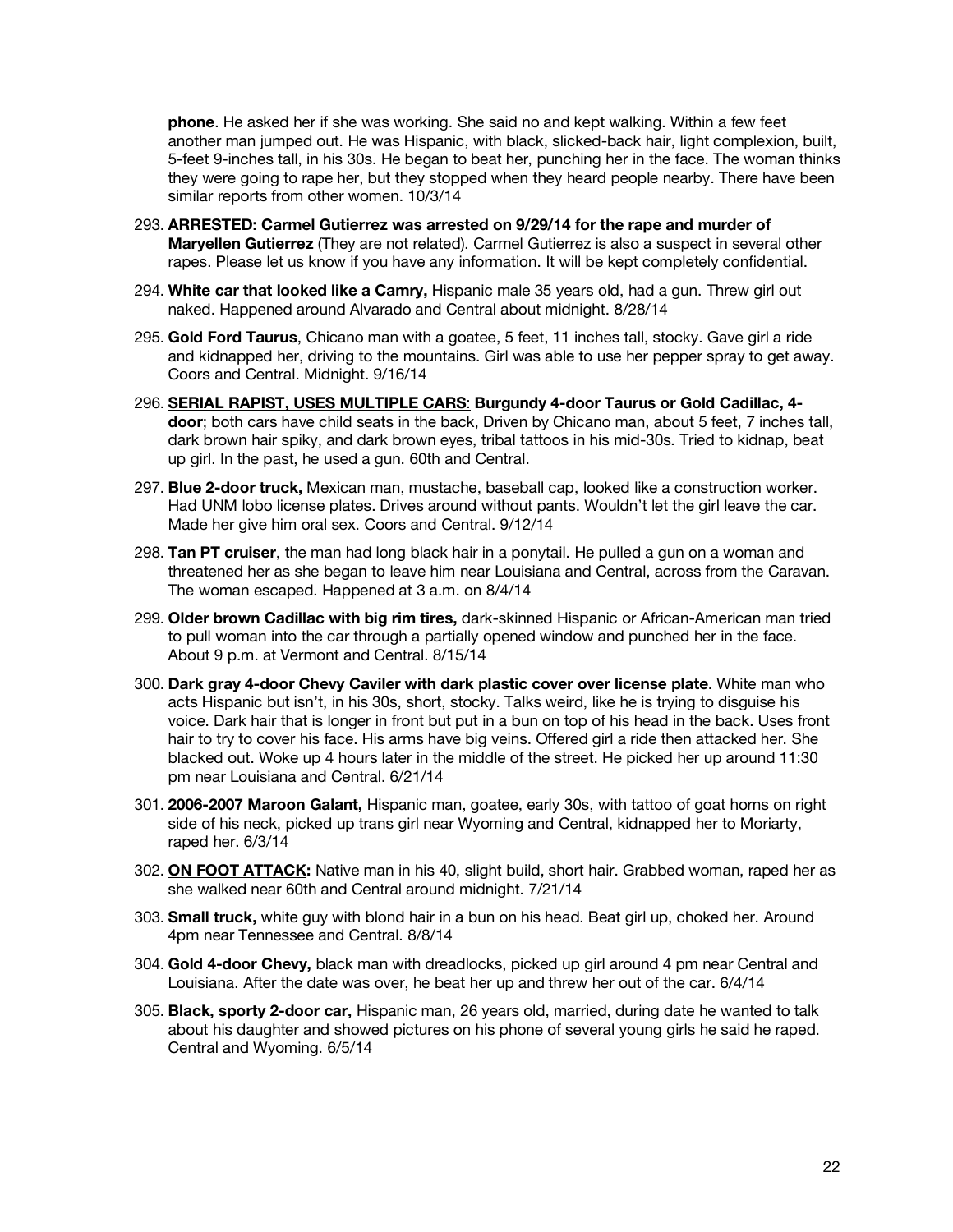**phone**. He asked her if she was working. She said no and kept walking. Within a few feet another man jumped out. He was Hispanic, with black, slicked-back hair, light complexion, built, 5-feet 9-inches tall, in his 30s. He began to beat her, punching her in the face. The woman thinks they were going to rape her, but they stopped when they heard people nearby. There have been similar reports from other women. 10/3/14

293. **<u>ARRESTED:</u> Carmel Gutierrez was arrested on 9/29/14 for the rape and murder of Maryellen Gutierrez** (They are not related). Carmel Gutierrez is also a suspect in several other rapes. Please let us know if you have any information. It will be kept completely confidential.

294. **White car that looked like a Camry,** Hispanic male 35 years old, had a gun. Threw girl out naked. Happened around Alvarado and Central about midnight. 8/28/14

295. **Gold Ford Taurus**, Chicano man with a goatee, 5 feet, 11 inches tall, stocky. Gave girl a ride and kidnapped her, driving to the mountains. Girl was able to use her pepper spray to get away. Coors and Central. Midnight. 9/16/14

296. **<u>SERIAL RAPIST, USES MULTIPLE CARS</u>: Burgundy 4-door Taurus or Gold Cadillac, 4-door**; both cars have child seats in the back, Driven by Chicano man, about 5 feet, 7 inches tall, dark brown hair spiky, and dark brown eyes, tribal tattoos in his mid-30s. Tried to kidnap, beat up girl. In the past, he used a gun. 60th and Central.

297. **Blue 2-door truck,** Mexican man, mustache, baseball cap, looked like a construction worker. Had UNM lobo license plates. Drives around without pants. Wouldn't let the girl leave the car. Made her give him oral sex. Coors and Central. 9/12/14

298. **Tan PT cruiser**, the man had long black hair in a ponytail. He pulled a gun on a woman and threatened her as she began to leave him near Louisiana and Central, across from the Caravan. The woman escaped. Happened at 3 a.m. on 8/4/14

299. **Older brown Cadillac with big rim tires,** dark-skinned Hispanic or African-American man tried to pull woman into the car through a partially opened window and punched her in the face. About 9 p.m. at Vermont and Central. 8/15/14

300. **Dark gray 4-door Chevy Caviler with dark plastic cover over license plate**. White man who acts Hispanic but isn't, in his 30s, short, stocky. Talks weird, like he is trying to disguise his voice. Dark hair that is longer in front but put in a bun on top of his head in the back. Uses front hair to try to cover his face. His arms have big veins. Offered girl a ride then attacked her. She blacked out. Woke up 4 hours later in the middle of the street. He picked her up around 11:30 pm near Louisiana and Central. 6/21/14

301. **2006-2007 Maroon Galant,** Hispanic man, goatee, early 30s, with tattoo of goat horns on right side of his neck, picked up trans girl near Wyoming and Central, kidnapped her to Moriarty, raped her. 6/3/14

302. **<u>ON FOOT ATTACK:</u>** Native man in his 40, slight build, short hair. Grabbed woman, raped her as she walked near 60th and Central around midnight. 7/21/14

303. **Small truck,** white guy with blond hair in a bun on his head. Beat girl up, choked her. Around 4pm near Tennessee and Central. 8/8/14

304. **Gold 4-door Chevy,** black man with dreadlocks, picked up girl around 4 pm near Central and Louisiana. After the date was over, he beat her up and threw her out of the car. 6/4/14

305. **Black, sporty 2-door car,** Hispanic man, 26 years old, married, during date he wanted to talk about his daughter and showed pictures on his phone of several young girls he said he raped. Central and Wyoming. 6/5/14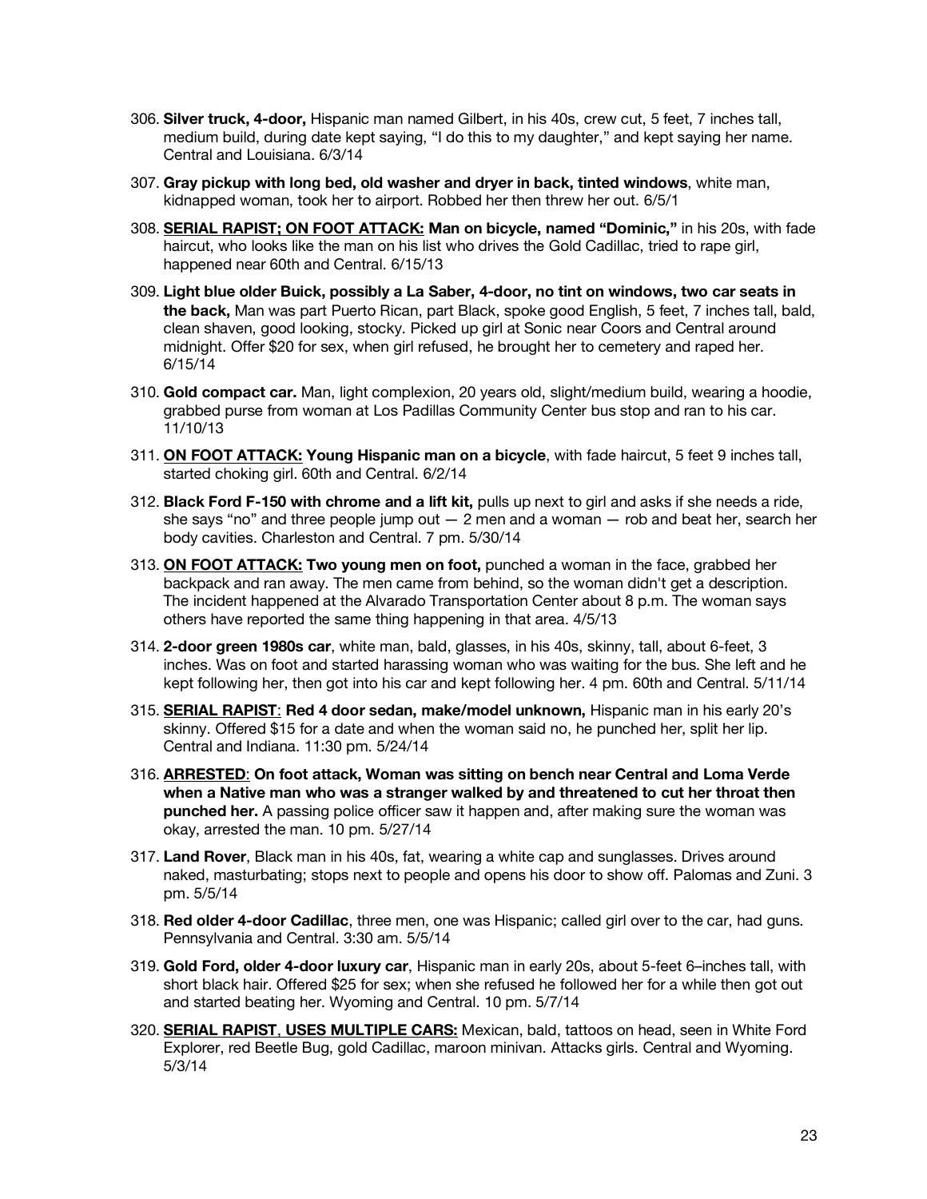306. **Silver truck, 4-door,** Hispanic man named Gilbert, in his 40s, crew cut, 5 feet, 7 inches tall, medium build, during date kept saying, "I do this to my daughter," and kept saying her name. Central and Louisiana. 6/3/14

307. **Gray pickup with long bed, old washer and dryer in back, tinted windows**, white man, kidnapped woman, took her to airport. Robbed her then threw her out. 6/5/1

308. **SERIAL RAPIST; ON FOOT ATTACK: Man on bicycle, named "Dominic,"** in his 20s, with fade haircut, who looks like the man on his list who drives the Gold Cadillac, tried to rape girl, happened near 60th and Central. 6/15/13

309. **Light blue older Buick, possibly a La Saber, 4-door, no tint on windows, two car seats in the back,** Man was part Puerto Rican, part Black, spoke good English, 5 feet, 7 inches tall, bald, clean shaven, good looking, stocky. Picked up girl at Sonic near Coors and Central around midnight. Offer $20 for sex, when girl refused, he brought her to cemetery and raped her. 6/15/14

310. **Gold compact car.** Man, light complexion, 20 years old, slight/medium build, wearing a hoodie, grabbed purse from woman at Los Padillas Community Center bus stop and ran to his car. 11/10/13

311. **ON FOOT ATTACK: Young Hispanic man on a bicycle**, with fade haircut, 5 feet 9 inches tall, started choking girl. 60th and Central. 6/2/14

312. **Black Ford F-150 with chrome and a lift kit,** pulls up next to girl and asks if she needs a ride, she says "no" and three people jump out — 2 men and a woman — rob and beat her, search her body cavities. Charleston and Central. 7 pm. 5/30/14

313. **ON FOOT ATTACK: Two young men on foot,** punched a woman in the face, grabbed her backpack and ran away. The men came from behind, so the woman didn't get a description. The incident happened at the Alvarado Transportation Center about 8 p.m. The woman says others have reported the same thing happening in that area. 4/5/13

314. **2-door green 1980s car**, white man, bald, glasses, in his 40s, skinny, tall, about 6-feet, 3 inches. Was on foot and started harassing woman who was waiting for the bus. She left and he kept following her, then got into his car and kept following her. 4 pm. 60th and Central. 5/11/14

315. **SERIAL RAPIST: Red 4 door sedan, make/model unknown,** Hispanic man in his early 20's skinny. Offered $15 for a date and when the woman said no, he punched her, split her lip. Central and Indiana. 11:30 pm. 5/24/14

316. **ARRESTED: On foot attack, Woman was sitting on bench near Central and Loma Verde when a Native man who was a stranger walked by and threatened to cut her throat then punched her.** A passing police officer saw it happen and, after making sure the woman was okay, arrested the man. 10 pm. 5/27/14

317. **Land Rover**, Black man in his 40s, fat, wearing a white cap and sunglasses. Drives around naked, masturbating; stops next to people and opens his door to show off. Palomas and Zuni. 3 pm. 5/5/14

318. **Red older 4-door Cadillac**, three men, one was Hispanic; called girl over to the car, had guns. Pennsylvania and Central. 3:30 am. 5/5/14

319. **Gold Ford, older 4-door luxury car**, Hispanic man in early 20s, about 5-feet 6–inches tall, with short black hair. Offered $25 for sex; when she refused he followed her for a while then got out and started beating her. Wyoming and Central. 10 pm. 5/7/14

320. **SERIAL RAPIST, USES MULTIPLE CARS:** Mexican, bald, tattoos on head, seen in White Ford Explorer, red Beetle Bug, gold Cadillac, maroon minivan. Attacks girls. Central and Wyoming. 5/3/14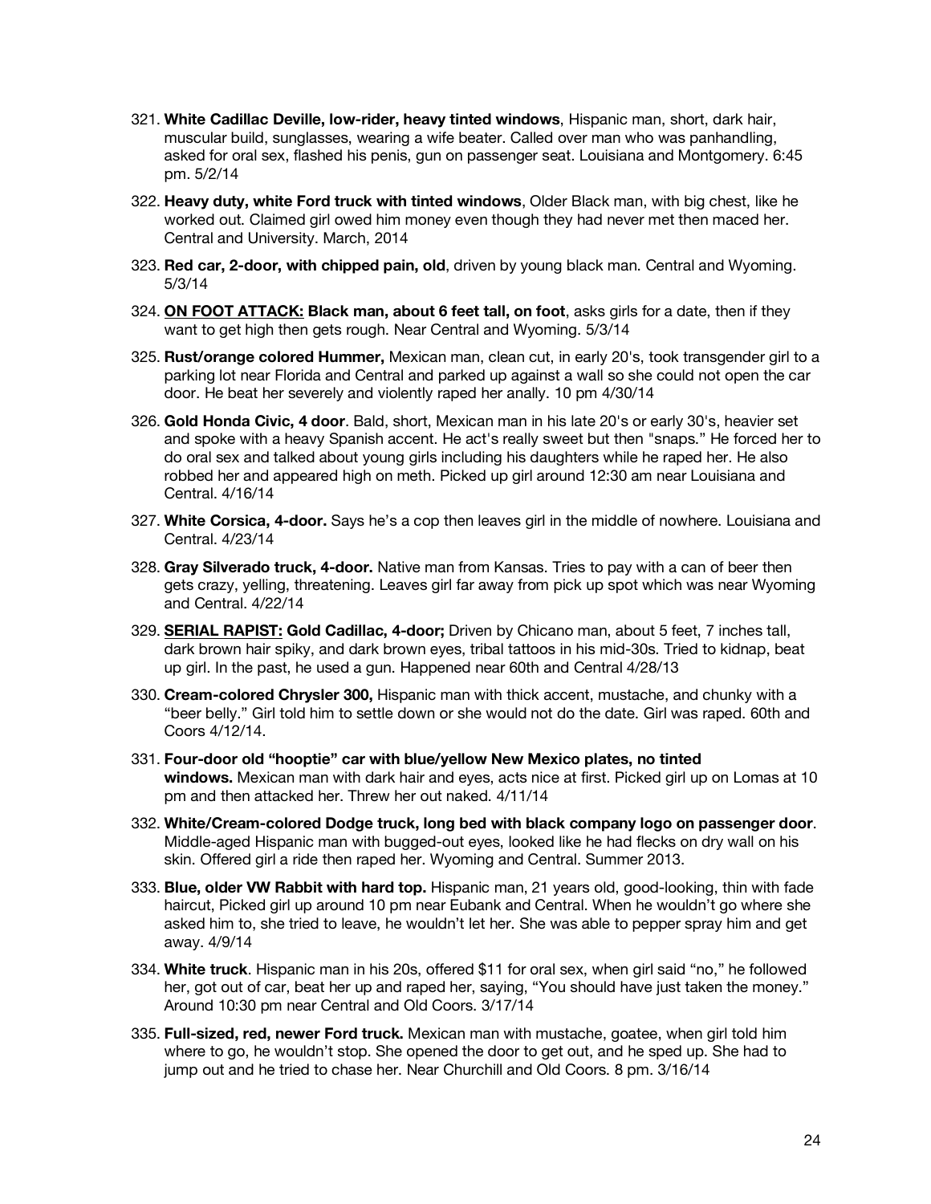321. **White Cadillac Deville, low-rider, heavy tinted windows**, Hispanic man, short, dark hair, muscular build, sunglasses, wearing a wife beater. Called over man who was panhandling, asked for oral sex, flashed his penis, gun on passenger seat. Louisiana and Montgomery. 6:45 pm. 5/2/14

322. **Heavy duty, white Ford truck with tinted windows**, Older Black man, with big chest, like he worked out. Claimed girl owed him money even though they had never met then maced her. Central and University. March, 2014

323. **Red car, 2-door, with chipped pain, old**, driven by young black man. Central and Wyoming. 5/3/14

324. **<u>ON FOOT ATTACK:</u> Black man, about 6 feet tall, on foot**, asks girls for a date, then if they want to get high then gets rough. Near Central and Wyoming. 5/3/14

325. **Rust/orange colored Hummer,** Mexican man, clean cut, in early 20's, took transgender girl to a parking lot near Florida and Central and parked up against a wall so she could not open the car door. He beat her severely and violently raped her anally. 10 pm 4/30/14

326. **Gold Honda Civic, 4 door**. Bald, short, Mexican man in his late 20's or early 30's, heavier set and spoke with a heavy Spanish accent. He act's really sweet but then "snaps." He forced her to do oral sex and talked about young girls including his daughters while he raped her. He also robbed her and appeared high on meth. Picked up girl around 12:30 am near Louisiana and Central. 4/16/14

327. **White Corsica, 4-door.** Says he's a cop then leaves girl in the middle of nowhere. Louisiana and Central. 4/23/14

328. **Gray Silverado truck, 4-door.** Native man from Kansas. Tries to pay with a can of beer then gets crazy, yelling, threatening. Leaves girl far away from pick up spot which was near Wyoming and Central. 4/22/14

329. **<u>SERIAL RAPIST:</u> Gold Cadillac, 4-door;** Driven by Chicano man, about 5 feet, 7 inches tall, dark brown hair spiky, and dark brown eyes, tribal tattoos in his mid-30s. Tried to kidnap, beat up girl. In the past, he used a gun. Happened near 60th and Central 4/28/13

330. **Cream-colored Chrysler 300,** Hispanic man with thick accent, mustache, and chunky with a "beer belly." Girl told him to settle down or she would not do the date. Girl was raped. 60th and Coors 4/12/14.

331. **Four-door old "hooptie" car with blue/yellow New Mexico plates, no tinted windows.** Mexican man with dark hair and eyes, acts nice at first. Picked girl up on Lomas at 10 pm and then attacked her. Threw her out naked. 4/11/14

332. **White/Cream-colored Dodge truck, long bed with black company logo on passenger door**. Middle-aged Hispanic man with bugged-out eyes, looked like he had flecks on dry wall on his skin. Offered girl a ride then raped her. Wyoming and Central. Summer 2013.

333. **Blue, older VW Rabbit with hard top.** Hispanic man, 21 years old, good-looking, thin with fade haircut, Picked girl up around 10 pm near Eubank and Central. When he wouldn't go where she asked him to, she tried to leave, he wouldn't let her. She was able to pepper spray him and get away. 4/9/14

334. **White truck**. Hispanic man in his 20s, offered $11 for oral sex, when girl said "no," he followed her, got out of car, beat her up and raped her, saying, "You should have just taken the money." Around 10:30 pm near Central and Old Coors. 3/17/14

335. **Full-sized, red, newer Ford truck.** Mexican man with mustache, goatee, when girl told him where to go, he wouldn't stop. She opened the door to get out, and he sped up. She had to jump out and he tried to chase her. Near Churchill and Old Coors. 8 pm. 3/16/14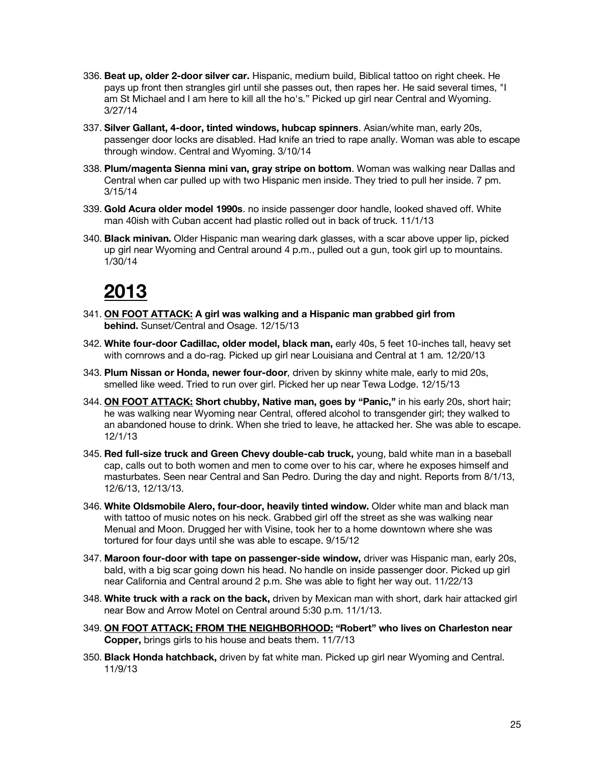336. **Beat up, older 2-door silver car.** Hispanic, medium build, Biblical tattoo on right cheek. He pays up front then strangles girl until she passes out, then rapes her. He said several times, "I am St Michael and I am here to kill all the ho's." Picked up girl near Central and Wyoming. 3/27/14

337. **Silver Gallant, 4-door, tinted windows, hubcap spinners**. Asian/white man, early 20s, passenger door locks are disabled. Had knife an tried to rape anally. Woman was able to escape through window. Central and Wyoming. 3/10/14

338. **Plum/magenta Sienna mini van, gray stripe on bottom**. Woman was walking near Dallas and Central when car pulled up with two Hispanic men inside. They tried to pull her inside. 7 pm. 3/15/14

339. **Gold Acura older model 1990s**. no inside passenger door handle, looked shaved off. White man 40ish with Cuban accent had plastic rolled out in back of truck. 11/1/13

340. **Black minivan.** Older Hispanic man wearing dark glasses, with a scar above upper lip, picked up girl near Wyoming and Central around 4 p.m., pulled out a gun, took girl up to mountains. 1/30/14

# 2013

341. **ON FOOT ATTACK: A girl was walking and a Hispanic man grabbed girl from behind.** Sunset/Central and Osage. 12/15/13

342. **White four-door Cadillac, older model, black man,** early 40s, 5 feet 10-inches tall, heavy set with cornrows and a do-rag. Picked up girl near Louisiana and Central at 1 am. 12/20/13

343. **Plum Nissan or Honda, newer four-door**, driven by skinny white male, early to mid 20s, smelled like weed. Tried to run over girl. Picked her up near Tewa Lodge. 12/15/13

344. **ON FOOT ATTACK: Short chubby, Native man, goes by "Panic,"** in his early 20s, short hair; he was walking near Wyoming near Central, offered alcohol to transgender girl; they walked to an abandoned house to drink. When she tried to leave, he attacked her. She was able to escape. 12/1/13

345. **Red full-size truck and Green Chevy double-cab truck,** young, bald white man in a baseball cap, calls out to both women and men to come over to his car, where he exposes himself and masturbates. Seen near Central and San Pedro. During the day and night. Reports from 8/1/13, 12/6/13, 12/13/13.

346. **White Oldsmobile Alero, four-door, heavily tinted window.** Older white man and black man with tattoo of music notes on his neck. Grabbed girl off the street as she was walking near Menual and Moon. Drugged her with Visine, took her to a home downtown where she was tortured for four days until she was able to escape. 9/15/12

347. **Maroon four-door with tape on passenger-side window,** driver was Hispanic man, early 20s, bald, with a big scar going down his head. No handle on inside passenger door. Picked up girl near California and Central around 2 p.m. She was able to fight her way out. 11/22/13

348. **White truck with a rack on the back,** driven by Mexican man with short, dark hair attacked girl near Bow and Arrow Motel on Central around 5:30 p.m. 11/1/13.

349. **ON FOOT ATTACK; FROM THE NEIGHBORHOOD: "Robert" who lives on Charleston near Copper,** brings girls to his house and beats them. 11/7/13

350. **Black Honda hatchback,** driven by fat white man. Picked up girl near Wyoming and Central. 11/9/13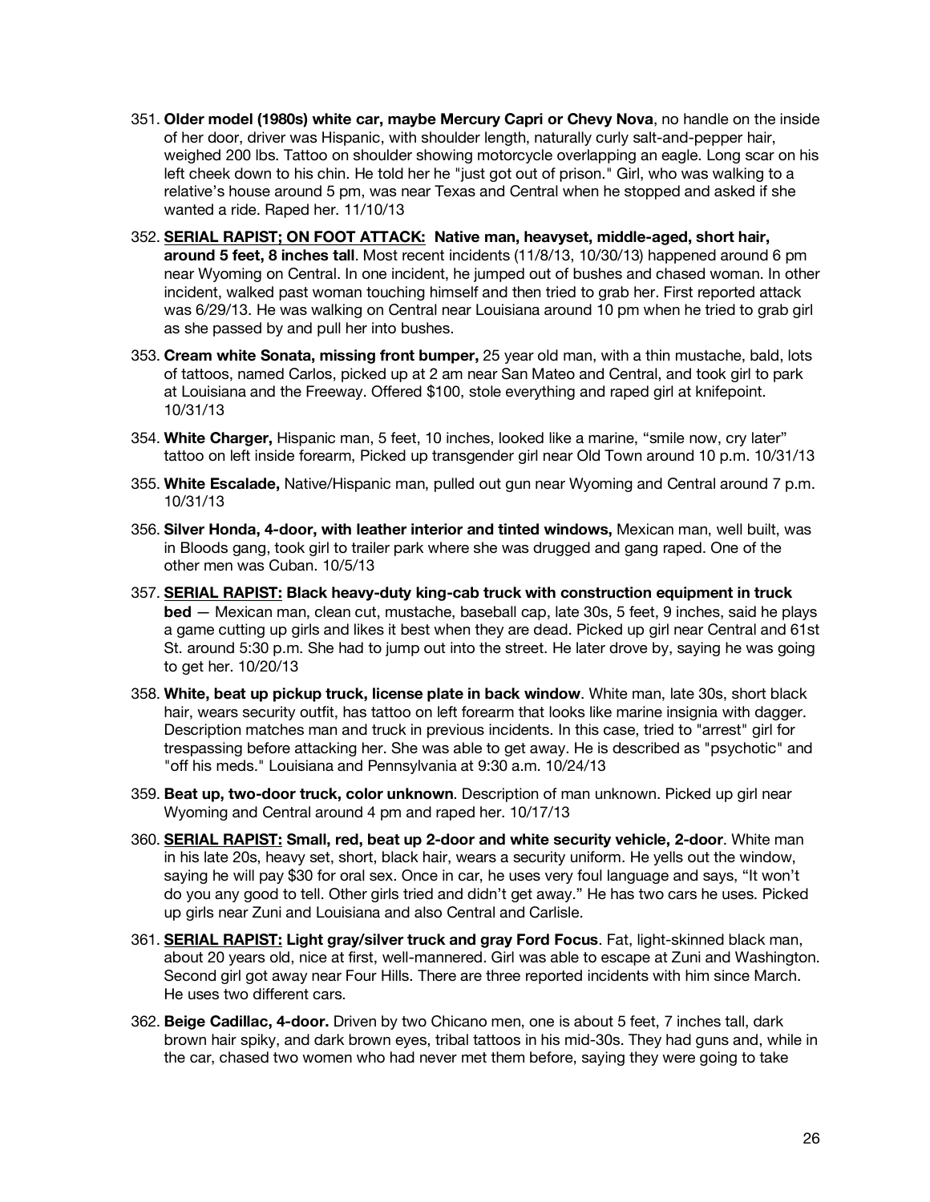351. **Older model (1980s) white car, maybe Mercury Capri or Chevy Nova**, no handle on the inside of her door, driver was Hispanic, with shoulder length, naturally curly salt-and-pepper hair, weighed 200 lbs. Tattoo on shoulder showing motorcycle overlapping an eagle. Long scar on his left cheek down to his chin. He told her he "just got out of prison." Girl, who was walking to a relative's house around 5 pm, was near Texas and Central when he stopped and asked if she wanted a ride. Raped her. 11/10/13

352. **<u>SERIAL RAPIST;</u> ON FOOT ATTACK: Native man, heavyset, middle-aged, short hair, around 5 feet, 8 inches tall**. Most recent incidents (11/8/13, 10/30/13) happened around 6 pm near Wyoming on Central. In one incident, he jumped out of bushes and chased woman. In other incident, walked past woman touching himself and then tried to grab her. First reported attack was 6/29/13. He was walking on Central near Louisiana around 10 pm when he tried to grab girl as she passed by and pull her into bushes.

353. **Cream white Sonata, missing front bumper,** 25 year old man, with a thin mustache, bald, lots of tattoos, named Carlos, picked up at 2 am near San Mateo and Central, and took girl to park at Louisiana and the Freeway. Offered $100, stole everything and raped girl at knifepoint. 10/31/13

354. **White Charger,** Hispanic man, 5 feet, 10 inches, looked like a marine, "smile now, cry later" tattoo on left inside forearm, Picked up transgender girl near Old Town around 10 p.m. 10/31/13

355. **White Escalade,** Native/Hispanic man, pulled out gun near Wyoming and Central around 7 p.m. 10/31/13

356. **Silver Honda, 4-door, with leather interior and tinted windows,** Mexican man, well built, was in Bloods gang, took girl to trailer park where she was drugged and gang raped. One of the other men was Cuban. 10/5/13

357. **<u>SERIAL RAPIST:</u> Black heavy-duty king-cab truck with construction equipment in truck bed** — Mexican man, clean cut, mustache, baseball cap, late 30s, 5 feet, 9 inches, said he plays a game cutting up girls and likes it best when they are dead. Picked up girl near Central and 61st St. around 5:30 p.m. She had to jump out into the street. He later drove by, saying he was going to get her. 10/20/13

358. **White, beat up pickup truck, license plate in back window**. White man, late 30s, short black hair, wears security outfit, has tattoo on left forearm that looks like marine insignia with dagger. Description matches man and truck in previous incidents. In this case, tried to "arrest" girl for trespassing before attacking her. She was able to get away. He is described as "psychotic" and "off his meds." Louisiana and Pennsylvania at 9:30 a.m. 10/24/13

359. **Beat up, two-door truck, color unknown**. Description of man unknown. Picked up girl near Wyoming and Central around 4 pm and raped her. 10/17/13

360. **<u>SERIAL RAPIST:</u> Small, red, beat up 2-door and white security vehicle, 2-door**. White man in his late 20s, heavy set, short, black hair, wears a security uniform. He yells out the window, saying he will pay $30 for oral sex. Once in car, he uses very foul language and says, "It won't do you any good to tell. Other girls tried and didn't get away." He has two cars he uses. Picked up girls near Zuni and Louisiana and also Central and Carlisle.

361. **<u>SERIAL RAPIST:</u> Light gray/silver truck and gray Ford Focus**. Fat, light-skinned black man, about 20 years old, nice at first, well-mannered. Girl was able to escape at Zuni and Washington. Second girl got away near Four Hills. There are three reported incidents with him since March. He uses two different cars.

362. **Beige Cadillac, 4-door.** Driven by two Chicano men, one is about 5 feet, 7 inches tall, dark brown hair spiky, and dark brown eyes, tribal tattoos in his mid-30s. They had guns and, while in the car, chased two women who had never met them before, saying they were going to take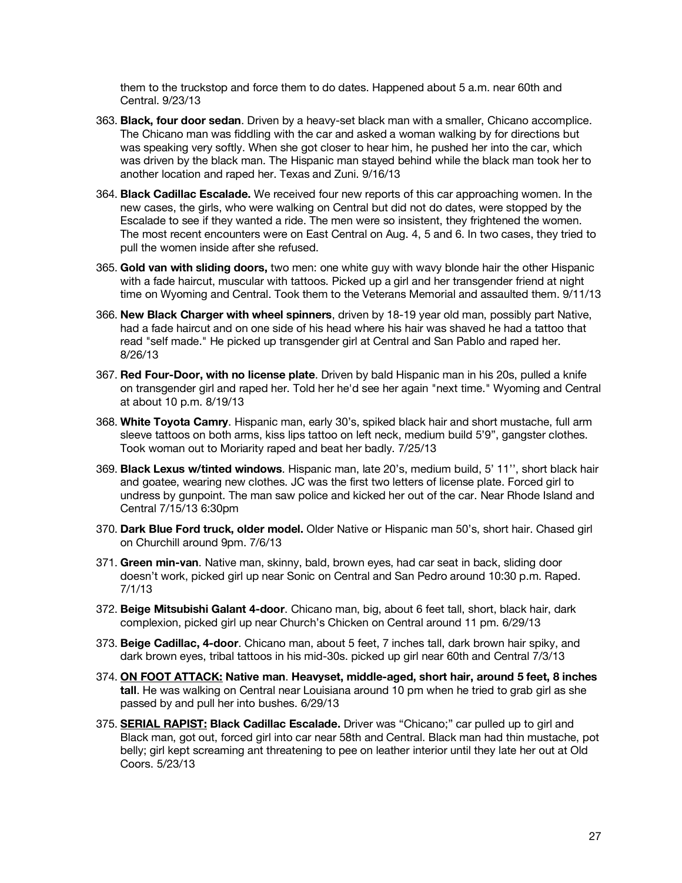them to the truckstop and force them to do dates. Happened about 5 a.m. near 60th and Central. 9/23/13

363. **Black, four door sedan**. Driven by a heavy-set black man with a smaller, Chicano accomplice. The Chicano man was fiddling with the car and asked a woman walking by for directions but was speaking very softly. When she got closer to hear him, he pushed her into the car, which was driven by the black man. The Hispanic man stayed behind while the black man took her to another location and raped her. Texas and Zuni. 9/16/13

364. **Black Cadillac Escalade.** We received four new reports of this car approaching women. In the new cases, the girls, who were walking on Central but did not do dates, were stopped by the Escalade to see if they wanted a ride. The men were so insistent, they frightened the women. The most recent encounters were on East Central on Aug. 4, 5 and 6. In two cases, they tried to pull the women inside after she refused.

365. **Gold van with sliding doors,** two men: one white guy with wavy blonde hair the other Hispanic with a fade haircut, muscular with tattoos. Picked up a girl and her transgender friend at night time on Wyoming and Central. Took them to the Veterans Memorial and assaulted them. 9/11/13

366. **New Black Charger with wheel spinners**, driven by 18-19 year old man, possibly part Native, had a fade haircut and on one side of his head where his hair was shaved he had a tattoo that read "self made." He picked up transgender girl at Central and San Pablo and raped her. 8/26/13

367. **Red Four-Door, with no license plate**. Driven by bald Hispanic man in his 20s, pulled a knife on transgender girl and raped her. Told her he'd see her again "next time." Wyoming and Central at about 10 p.m. 8/19/13

368. **White Toyota Camry**. Hispanic man, early 30's, spiked black hair and short mustache, full arm sleeve tattoos on both arms, kiss lips tattoo on left neck, medium build 5'9", gangster clothes. Took woman out to Moriarity raped and beat her badly. 7/25/13

369. **Black Lexus w/tinted windows**. Hispanic man, late 20's, medium build, 5' 11'', short black hair and goatee, wearing new clothes. JC was the first two letters of license plate. Forced girl to undress by gunpoint. The man saw police and kicked her out of the car. Near Rhode Island and Central 7/15/13 6:30pm

370. **Dark Blue Ford truck, older model.** Older Native or Hispanic man 50's, short hair. Chased girl on Churchill around 9pm. 7/6/13

371. **Green min-van**. Native man, skinny, bald, brown eyes, had car seat in back, sliding door doesn't work, picked girl up near Sonic on Central and San Pedro around 10:30 p.m. Raped. 7/1/13

372. **Beige Mitsubishi Galant 4-door**. Chicano man, big, about 6 feet tall, short, black hair, dark complexion, picked girl up near Church's Chicken on Central around 11 pm. 6/29/13

373. **Beige Cadillac, 4-door**. Chicano man, about 5 feet, 7 inches tall, dark brown hair spiky, and dark brown eyes, tribal tattoos in his mid-30s. picked up girl near 60th and Central 7/3/13

374. **ON FOOT ATTACK: Native man**. **Heavyset, middle-aged, short hair, around 5 feet, 8 inches tall**. He was walking on Central near Louisiana around 10 pm when he tried to grab girl as she passed by and pull her into bushes. 6/29/13

375. **SERIAL RAPIST: Black Cadillac Escalade.** Driver was "Chicano;" car pulled up to girl and Black man, got out, forced girl into car near 58th and Central. Black man had thin mustache, pot belly; girl kept screaming ant threatening to pee on leather interior until they late her out at Old Coors. 5/23/13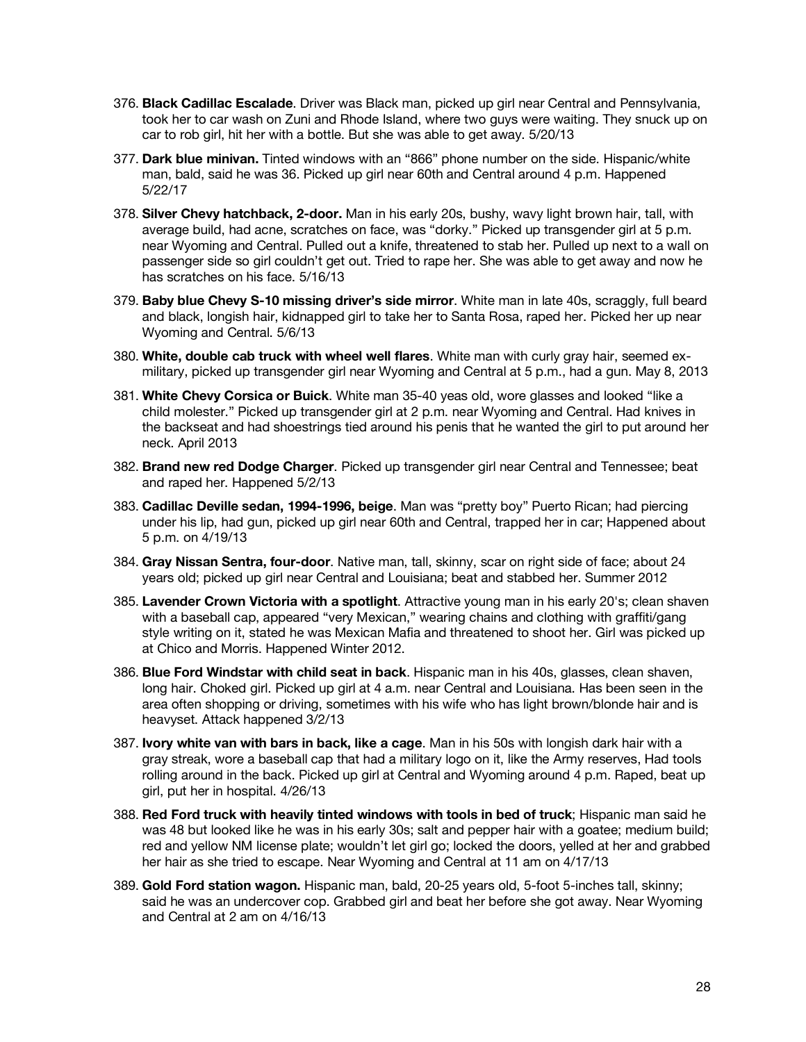376. **Black Cadillac Escalade**. Driver was Black man, picked up girl near Central and Pennsylvania, took her to car wash on Zuni and Rhode Island, where two guys were waiting. They snuck up on car to rob girl, hit her with a bottle. But she was able to get away. 5/20/13

377. **Dark blue minivan.** Tinted windows with an "866" phone number on the side. Hispanic/white man, bald, said he was 36. Picked up girl near 60th and Central around 4 p.m. Happened 5/22/17

378. **Silver Chevy hatchback, 2-door.** Man in his early 20s, bushy, wavy light brown hair, tall, with average build, had acne, scratches on face, was "dorky." Picked up transgender girl at 5 p.m. near Wyoming and Central. Pulled out a knife, threatened to stab her. Pulled up next to a wall on passenger side so girl couldn't get out. Tried to rape her. She was able to get away and now he has scratches on his face. 5/16/13

379. **Baby blue Chevy S-10 missing driver's side mirror**. White man in late 40s, scraggly, full beard and black, longish hair, kidnapped girl to take her to Santa Rosa, raped her. Picked her up near Wyoming and Central. 5/6/13

380. **White, double cab truck with wheel well flares**. White man with curly gray hair, seemed ex-military, picked up transgender girl near Wyoming and Central at 5 p.m., had a gun. May 8, 2013

381. **White Chevy Corsica or Buick**. White man 35-40 yeas old, wore glasses and looked "like a child molester." Picked up transgender girl at 2 p.m. near Wyoming and Central. Had knives in the backseat and had shoestrings tied around his penis that he wanted the girl to put around her neck. April 2013

382. **Brand new red Dodge Charger**. Picked up transgender girl near Central and Tennessee; beat and raped her. Happened 5/2/13

383. **Cadillac Deville sedan, 1994-1996, beige**. Man was "pretty boy" Puerto Rican; had piercing under his lip, had gun, picked up girl near 60th and Central, trapped her in car; Happened about 5 p.m. on 4/19/13

384. **Gray Nissan Sentra, four-door**. Native man, tall, skinny, scar on right side of face; about 24 years old; picked up girl near Central and Louisiana; beat and stabbed her. Summer 2012

385. **Lavender Crown Victoria with a spotlight**. Attractive young man in his early 20's; clean shaven with a baseball cap, appeared "very Mexican," wearing chains and clothing with graffiti/gang style writing on it, stated he was Mexican Mafia and threatened to shoot her. Girl was picked up at Chico and Morris. Happened Winter 2012.

386. **Blue Ford Windstar with child seat in back**. Hispanic man in his 40s, glasses, clean shaven, long hair. Choked girl. Picked up girl at 4 a.m. near Central and Louisiana. Has been seen in the area often shopping or driving, sometimes with his wife who has light brown/blonde hair and is heavyset. Attack happened 3/2/13

387. **Ivory white van with bars in back, like a cage**. Man in his 50s with longish dark hair with a gray streak, wore a baseball cap that had a military logo on it, like the Army reserves, Had tools rolling around in the back. Picked up girl at Central and Wyoming around 4 p.m. Raped, beat up girl, put her in hospital. 4/26/13

388. **Red Ford truck with heavily tinted windows with tools in bed of truck**; Hispanic man said he was 48 but looked like he was in his early 30s; salt and pepper hair with a goatee; medium build; red and yellow NM license plate; wouldn't let girl go; locked the doors, yelled at her and grabbed her hair as she tried to escape. Near Wyoming and Central at 11 am on 4/17/13

389. **Gold Ford station wagon.** Hispanic man, bald, 20-25 years old, 5-foot 5-inches tall, skinny; said he was an undercover cop. Grabbed girl and beat her before she got away. Near Wyoming and Central at 2 am on 4/16/13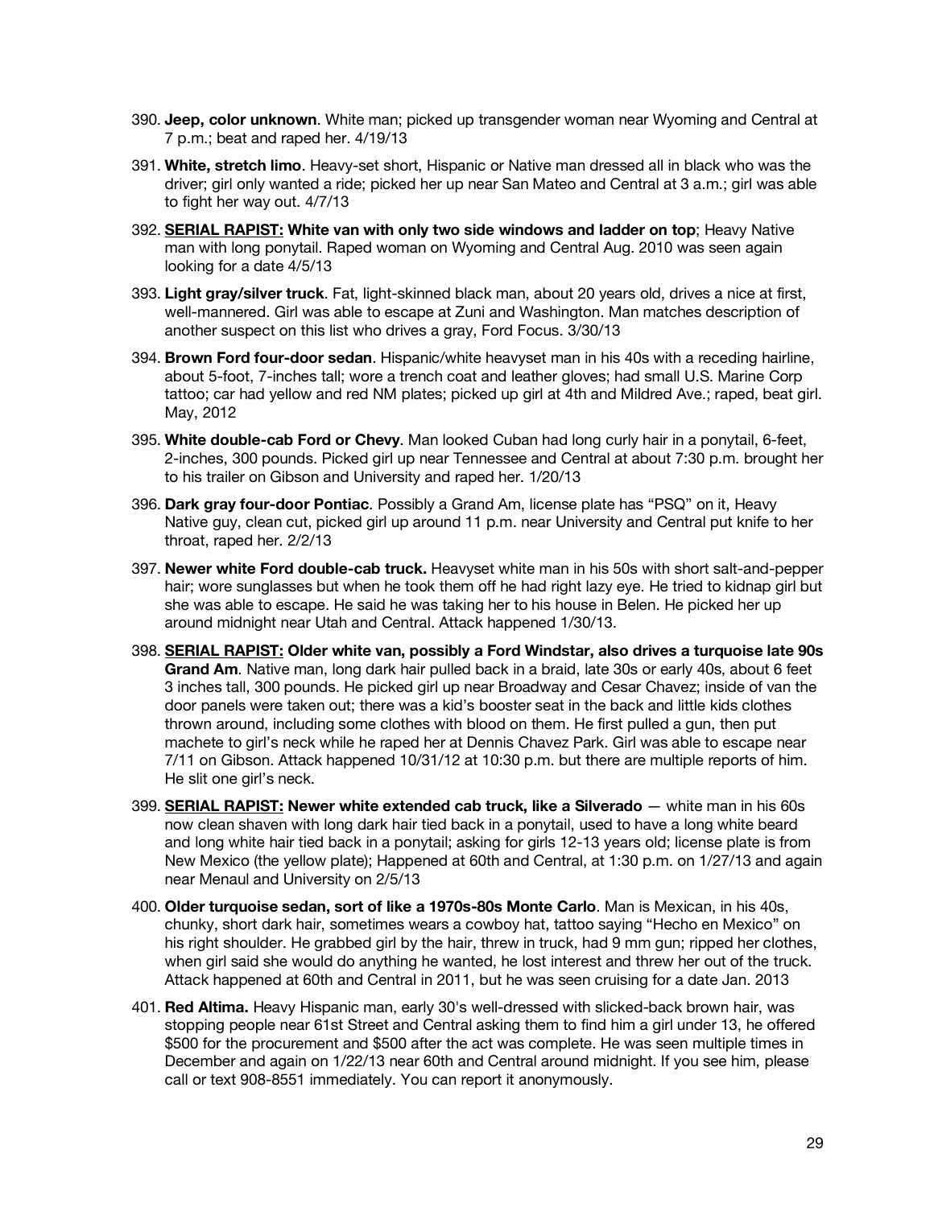390. **Jeep, color unknown**. White man; picked up transgender woman near Wyoming and Central at 7 p.m.; beat and raped her. 4/19/13

391. **White, stretch limo**. Heavy-set short, Hispanic or Native man dressed all in black who was the driver; girl only wanted a ride; picked her up near San Mateo and Central at 3 a.m.; girl was able to fight her way out. 4/7/13

392. **<u>SERIAL RAPIST:</u> White van with only two side windows and ladder on top**; Heavy Native man with long ponytail. Raped woman on Wyoming and Central Aug. 2010 was seen again looking for a date 4/5/13

393. **Light gray/silver truck**. Fat, light-skinned black man, about 20 years old, drives a nice at first, well-mannered. Girl was able to escape at Zuni and Washington. Man matches description of another suspect on this list who drives a gray, Ford Focus. 3/30/13

394. **Brown Ford four-door sedan**. Hispanic/white heavyset man in his 40s with a receding hairline, about 5-foot, 7-inches tall; wore a trench coat and leather gloves; had small U.S. Marine Corp tattoo; car had yellow and red NM plates; picked up girl at 4th and Mildred Ave.; raped, beat girl. May, 2012

395. **White double-cab Ford or Chevy**. Man looked Cuban had long curly hair in a ponytail, 6-feet, 2-inches, 300 pounds. Picked girl up near Tennessee and Central at about 7:30 p.m. brought her to his trailer on Gibson and University and raped her. 1/20/13

396. **Dark gray four-door Pontiac**. Possibly a Grand Am, license plate has "PSQ" on it, Heavy Native guy, clean cut, picked girl up around 11 p.m. near University and Central put knife to her throat, raped her. 2/2/13

397. **Newer white Ford double-cab truck.** Heavyset white man in his 50s with short salt-and-pepper hair; wore sunglasses but when he took them off he had right lazy eye. He tried to kidnap girl but she was able to escape. He said he was taking her to his house in Belen. He picked her up around midnight near Utah and Central. Attack happened 1/30/13.

398. **<u>SERIAL RAPIST:</u> Older white van, possibly a Ford Windstar, also drives a turquoise late 90s Grand Am**. Native man, long dark hair pulled back in a braid, late 30s or early 40s, about 6 feet 3 inches tall, 300 pounds. He picked girl up near Broadway and Cesar Chavez; inside of van the door panels were taken out; there was a kid's booster seat in the back and little kids clothes thrown around, including some clothes with blood on them. He first pulled a gun, then put machete to girl's neck while he raped her at Dennis Chavez Park. Girl was able to escape near 7/11 on Gibson. Attack happened 10/31/12 at 10:30 p.m. but there are multiple reports of him. He slit one girl's neck.

399. **<u>SERIAL RAPIST:</u> Newer white extended cab truck, like a Silverado** — white man in his 60s now clean shaven with long dark hair tied back in a ponytail, used to have a long white beard and long white hair tied back in a ponytail; asking for girls 12-13 years old; license plate is from New Mexico (the yellow plate); Happened at 60th and Central, at 1:30 p.m. on 1/27/13 and again near Menaul and University on 2/5/13

400. **Older turquoise sedan, sort of like a 1970s-80s Monte Carlo**. Man is Mexican, in his 40s, chunky, short dark hair, sometimes wears a cowboy hat, tattoo saying "Hecho en Mexico" on his right shoulder. He grabbed girl by the hair, threw in truck, had 9 mm gun; ripped her clothes, when girl said she would do anything he wanted, he lost interest and threw her out of the truck. Attack happened at 60th and Central in 2011, but he was seen cruising for a date Jan. 2013

401. **Red Altima.** Heavy Hispanic man, early 30's well-dressed with slicked-back brown hair, was stopping people near 61st Street and Central asking them to find him a girl under 13, he offered $500 for the procurement and $500 after the act was complete. He was seen multiple times in December and again on 1/22/13 near 60th and Central around midnight. If you see him, please call or text 908-8551 immediately. You can report it anonymously.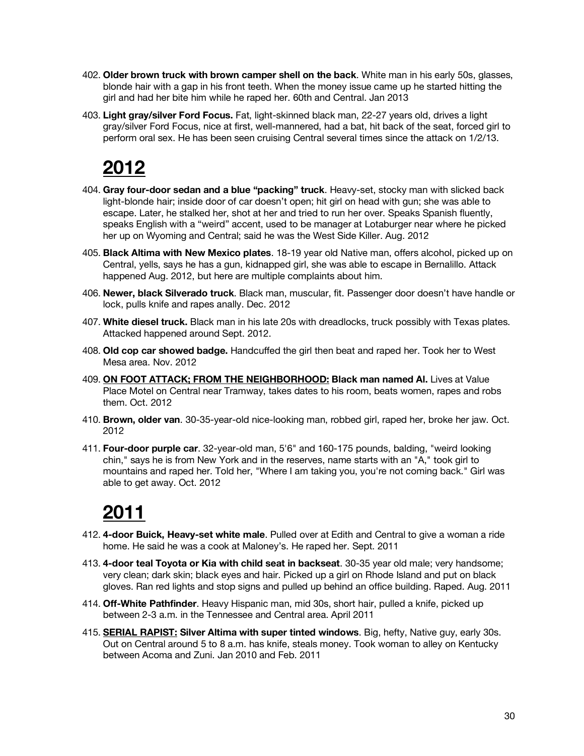402. **Older brown truck with brown camper shell on the back**. White man in his early 50s, glasses, blonde hair with a gap in his front teeth. When the money issue came up he started hitting the girl and had her bite him while he raped her. 60th and Central. Jan 2013

403. **Light gray/silver Ford Focus.** Fat, light-skinned black man, 22-27 years old, drives a light gray/silver Ford Focus, nice at first, well-mannered, had a bat, hit back of the seat, forced girl to perform oral sex. He has been seen cruising Central several times since the attack on 1/2/13.

# <u>2012</u>

404. **Gray four-door sedan and a blue "packing" truck**. Heavy-set, stocky man with slicked back light-blonde hair; inside door of car doesn't open; hit girl on head with gun; she was able to escape. Later, he stalked her, shot at her and tried to run her over. Speaks Spanish fluently, speaks English with a "weird" accent, used to be manager at Lotaburger near where he picked her up on Wyoming and Central; said he was the West Side Killer. Aug. 2012

405. **Black Altima with New Mexico plates**. 18-19 year old Native man, offers alcohol, picked up on Central, yells, says he has a gun, kidnapped girl, she was able to escape in Bernalillo. Attack happened Aug. 2012, but here are multiple complaints about him.

406. **Newer, black Silverado truck**. Black man, muscular, fit. Passenger door doesn't have handle or lock, pulls knife and rapes anally. Dec. 2012

407. **White diesel truck.** Black man in his late 20s with dreadlocks, truck possibly with Texas plates. Attacked happened around Sept. 2012.

408. **Old cop car showed badge.** Handcuffed the girl then beat and raped her. Took her to West Mesa area. Nov. 2012

409. **<u>ON FOOT ATTACK; FROM THE NEIGHBORHOOD:</u> Black man named Al.** Lives at Value Place Motel on Central near Tramway, takes dates to his room, beats women, rapes and robs them. Oct. 2012

410. **Brown, older van**. 30-35-year-old nice-looking man, robbed girl, raped her, broke her jaw. Oct. 2012

411. **Four-door purple car**. 32-year-old man, 5'6" and 160-175 pounds, balding, "weird looking chin," says he is from New York and in the reserves, name starts with an "A," took girl to mountains and raped her. Told her, "Where I am taking you, you're not coming back." Girl was able to get away. Oct. 2012

# <u>2011</u>

412. **4-door Buick, Heavy-set white male**. Pulled over at Edith and Central to give a woman a ride home. He said he was a cook at Maloney's. He raped her. Sept. 2011

413. **4-door teal Toyota or Kia with child seat in backseat**. 30-35 year old male; very handsome; very clean; dark skin; black eyes and hair. Picked up a girl on Rhode Island and put on black gloves. Ran red lights and stop signs and pulled up behind an office building. Raped. Aug. 2011

414. **Off-White Pathfinder**. Heavy Hispanic man, mid 30s, short hair, pulled a knife, picked up between 2-3 a.m. in the Tennessee and Central area. April 2011

415. **<u>SERIAL RAPIST:</u> Silver Altima with super tinted windows**. Big, hefty, Native guy, early 30s. Out on Central around 5 to 8 a.m. has knife, steals money. Took woman to alley on Kentucky between Acoma and Zuni. Jan 2010 and Feb. 2011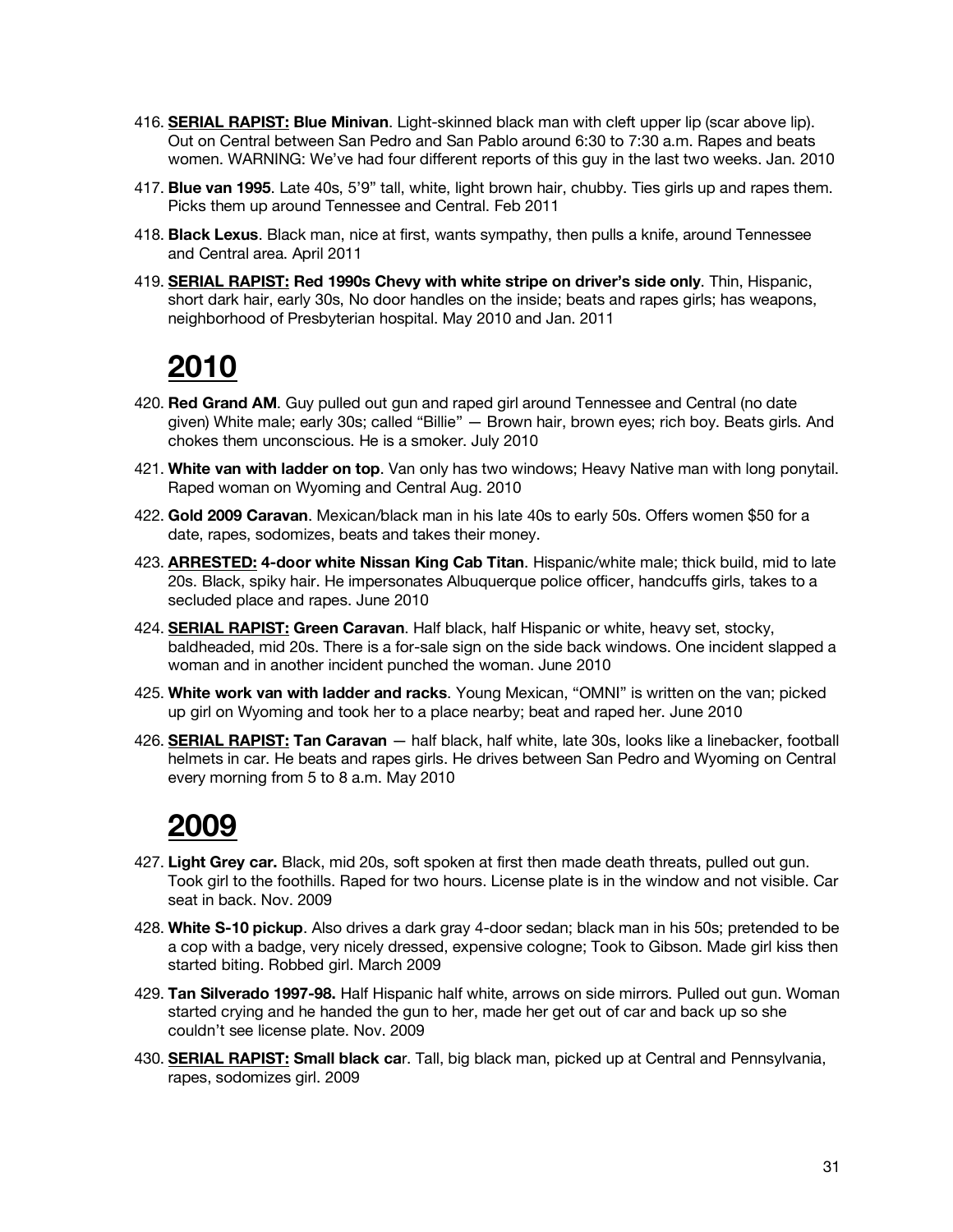416. **<u>SERIAL RAPIST:</u> Blue Minivan**. Light-skinned black man with cleft upper lip (scar above lip). Out on Central between San Pedro and San Pablo around 6:30 to 7:30 a.m. Rapes and beats women. WARNING: We've had four different reports of this guy in the last two weeks. Jan. 2010

417. **Blue van 1995**. Late 40s, 5'9" tall, white, light brown hair, chubby. Ties girls up and rapes them. Picks them up around Tennessee and Central. Feb 2011

418. **Black Lexus**. Black man, nice at first, wants sympathy, then pulls a knife, around Tennessee and Central area. April 2011

419. **<u>SERIAL RAPIST:</u> Red 1990s Chevy with white stripe on driver's side only**. Thin, Hispanic, short dark hair, early 30s, No door handles on the inside; beats and rapes girls; has weapons, neighborhood of Presbyterian hospital. May 2010 and Jan. 2011

# <u>2010</u>

420. **Red Grand AM**. Guy pulled out gun and raped girl around Tennessee and Central (no date given) White male; early 30s; called "Billie" — Brown hair, brown eyes; rich boy. Beats girls. And chokes them unconscious. He is a smoker. July 2010

421. **White van with ladder on top**. Van only has two windows; Heavy Native man with long ponytail. Raped woman on Wyoming and Central Aug. 2010

422. **Gold 2009 Caravan**. Mexican/black man in his late 40s to early 50s. Offers women $50 for a date, rapes, sodomizes, beats and takes their money.

423. **<u>ARRESTED:</u> 4-door white Nissan King Cab Titan**. Hispanic/white male; thick build, mid to late 20s. Black, spiky hair. He impersonates Albuquerque police officer, handcuffs girls, takes to a secluded place and rapes. June 2010

424. **<u>SERIAL RAPIST:</u> Green Caravan**. Half black, half Hispanic or white, heavy set, stocky, baldheaded, mid 20s. There is a for-sale sign on the side back windows. One incident slapped a woman and in another incident punched the woman. June 2010

425. **White work van with ladder and racks**. Young Mexican, "OMNI" is written on the van; picked up girl on Wyoming and took her to a place nearby; beat and raped her. June 2010

426. **<u>SERIAL RAPIST:</u> Tan Caravan** — half black, half white, late 30s, looks like a linebacker, football helmets in car. He beats and rapes girls. He drives between San Pedro and Wyoming on Central every morning from 5 to 8 a.m. May 2010

# <u>2009</u>

427. **Light Grey car.** Black, mid 20s, soft spoken at first then made death threats, pulled out gun. Took girl to the foothills. Raped for two hours. License plate is in the window and not visible. Car seat in back. Nov. 2009

428. **White S-10 pickup**. Also drives a dark gray 4-door sedan; black man in his 50s; pretended to be a cop with a badge, very nicely dressed, expensive cologne; Took to Gibson. Made girl kiss then started biting. Robbed girl. March 2009

429. **Tan Silverado 1997-98.** Half Hispanic half white, arrows on side mirrors. Pulled out gun. Woman started crying and he handed the gun to her, made her get out of car and back up so she couldn't see license plate. Nov. 2009

430. **<u>SERIAL RAPIST:</u> Small black ca**r. Tall, big black man, picked up at Central and Pennsylvania, rapes, sodomizes girl. 2009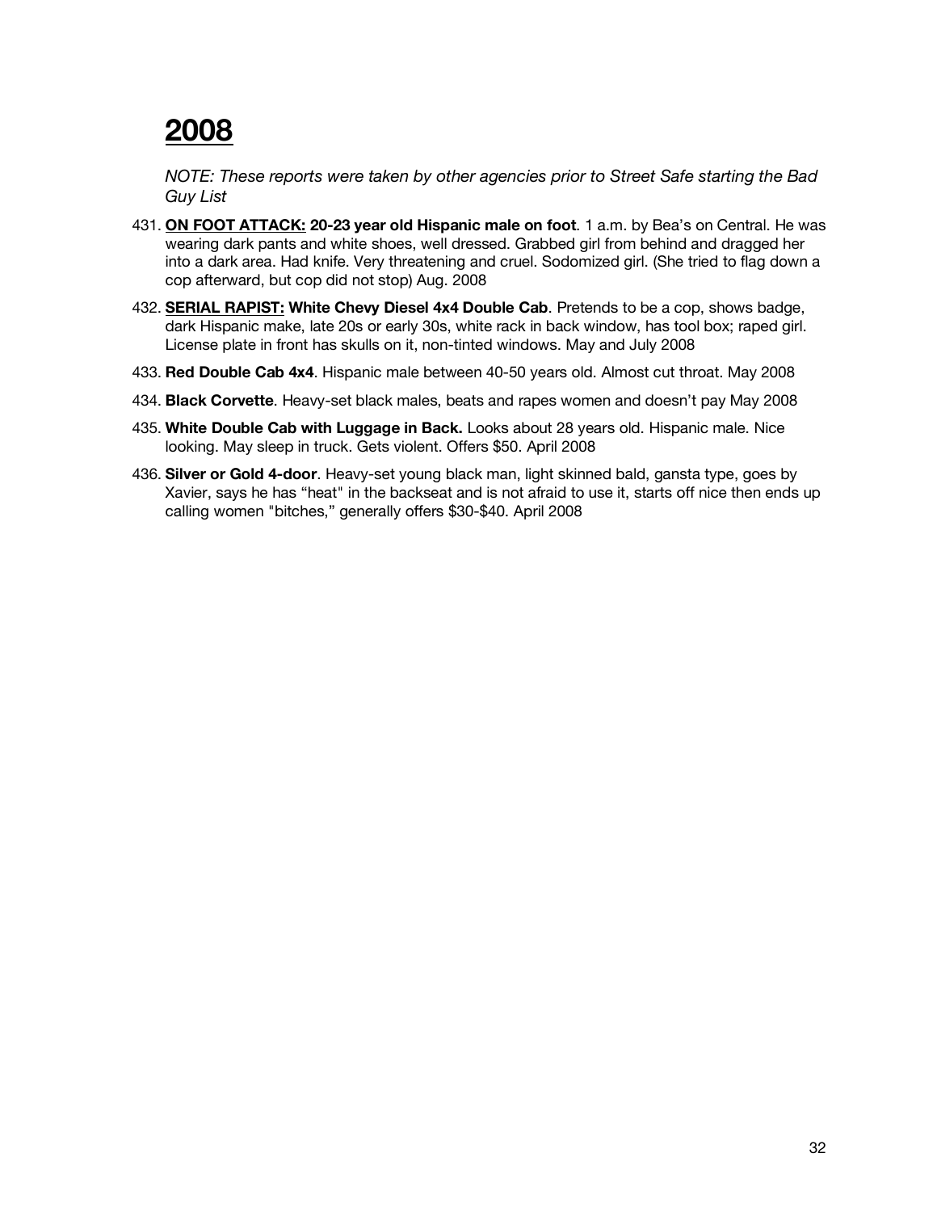# 2008

*NOTE: These reports were taken by other agencies prior to Street Safe starting the Bad Guy List*

431. **ON FOOT ATTACK: 20-23 year old Hispanic male on foot**. 1 a.m. by Bea's on Central. He was wearing dark pants and white shoes, well dressed. Grabbed girl from behind and dragged her into a dark area. Had knife. Very threatening and cruel. Sodomized girl. (She tried to flag down a cop afterward, but cop did not stop) Aug. 2008
432. **SERIAL RAPIST: White Chevy Diesel 4x4 Double Cab**. Pretends to be a cop, shows badge, dark Hispanic make, late 20s or early 30s, white rack in back window, has tool box; raped girl. License plate in front has skulls on it, non-tinted windows. May and July 2008
433. **Red Double Cab 4x4**. Hispanic male between 40-50 years old. Almost cut throat. May 2008
434. **Black Corvette**. Heavy-set black males, beats and rapes women and doesn't pay May 2008
435. **White Double Cab with Luggage in Back.** Looks about 28 years old. Hispanic male. Nice looking. May sleep in truck. Gets violent. Offers $50. April 2008
436. **Silver or Gold 4-door**. Heavy-set young black man, light skinned bald, gansta type, goes by Xavier, says he has "heat" in the backseat and is not afraid to use it, starts off nice then ends up calling women "bitches," generally offers $30-$40. April 2008